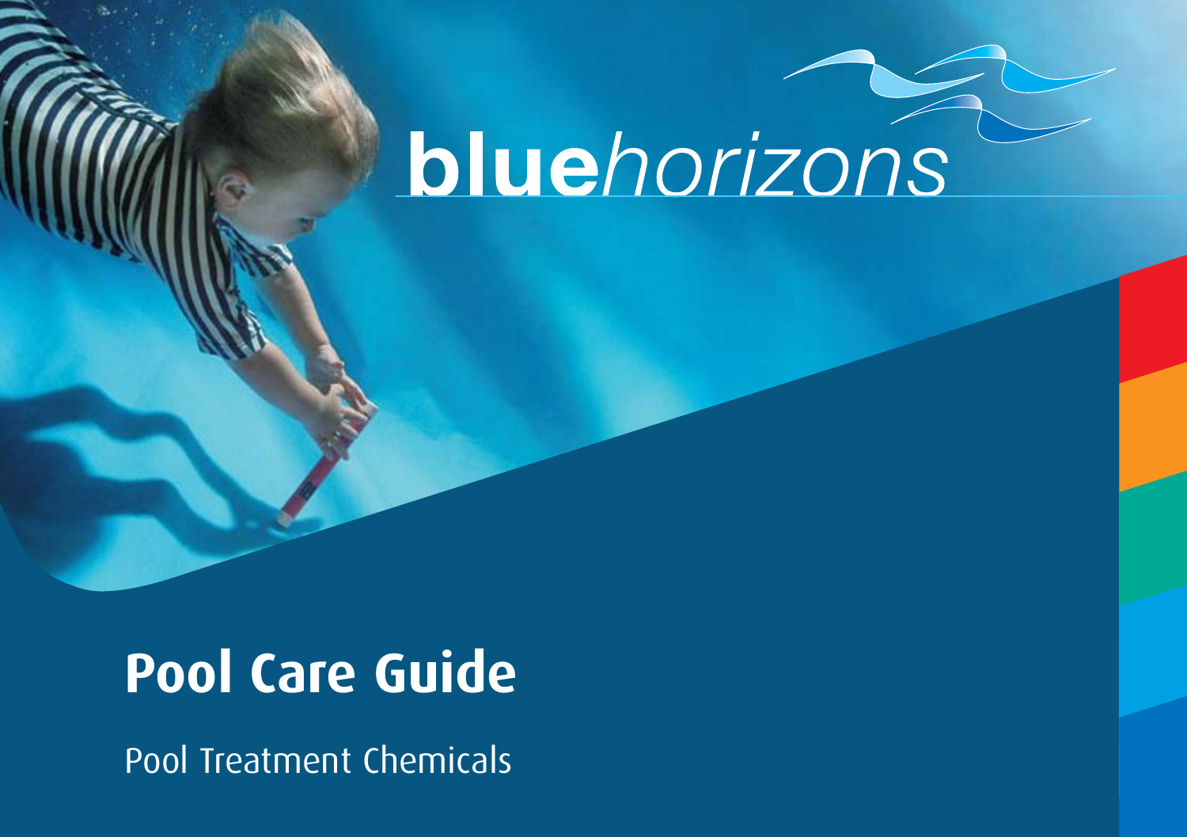**blue***horizons*

# Pool Care Guide

Pool Treatment Chemicals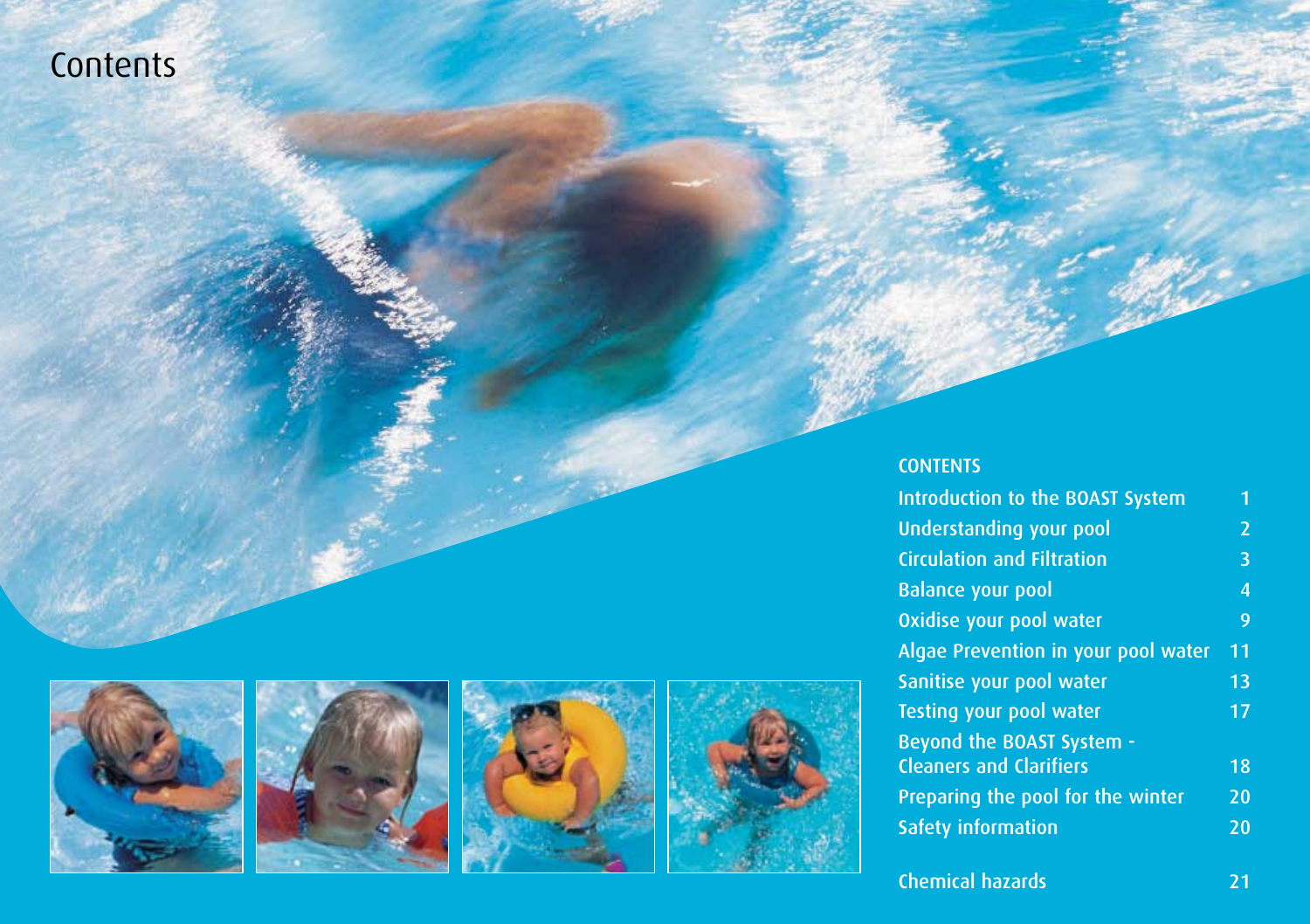# Contents

## CONTENTS

| | |
|---|---|
| Introduction to the BOAST System | 1 |
| Understanding your pool | 2 |
| Circulation and Filtration | 3 |
| Balance your pool | 4 |
| Oxidise your pool water | 9 |
| Algae Prevention in your pool water | 11 |
| Sanitise your pool water | 13 |
| Testing your pool water | 17 |
| Beyond the BOAST System - Cleaners and Clarifiers | 18 |
| Preparing the pool for the winter | 20 |
| Safety information | 20 |
| Chemical hazards | 21 |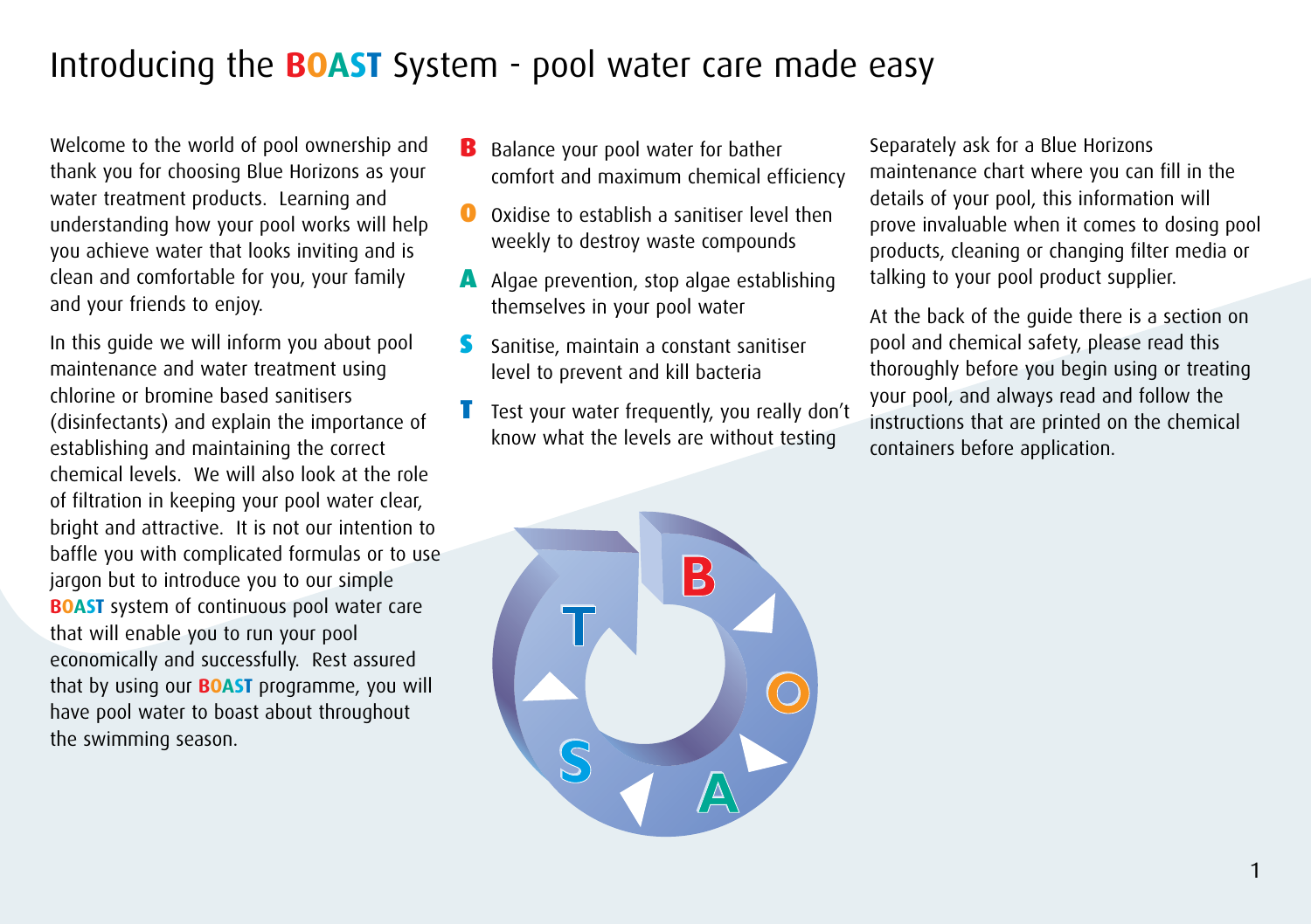# Introducing the BOAST System - pool water care made easy

Welcome to the world of pool ownership and thank you for choosing Blue Horizons as your water treatment products. Learning and understanding how your pool works will help you achieve water that looks inviting and is clean and comfortable for you, your family and your friends to enjoy.

In this guide we will inform you about pool maintenance and water treatment using chlorine or bromine based sanitisers (disinfectants) and explain the importance of establishing and maintaining the correct chemical levels. We will also look at the role of filtration in keeping your pool water clear, bright and attractive. It is not our intention to baffle you with complicated formulas or to use jargon but to introduce you to our simple **BOAST** system of continuous pool water care that will enable you to run your pool economically and successfully. Rest assured that by using our **BOAST** programme, you will have pool water to boast about throughout the swimming season.

- **B** Balance your pool water for bather comfort and maximum chemical efficiency
- **O** Oxidise to establish a sanitiser level then weekly to destroy waste compounds
- **A** Algae prevention, stop algae establishing themselves in your pool water
- **S** Sanitise, maintain a constant sanitiser level to prevent and kill bacteria
- **T** Test your water frequently, you really don't know what the levels are without testing

Separately ask for a Blue Horizons maintenance chart where you can fill in the details of your pool, this information will prove invaluable when it comes to dosing pool products, cleaning or changing filter media or talking to your pool product supplier.

At the back of the guide there is a section on pool and chemical safety, please read this thoroughly before you begin using or treating your pool, and always read and follow the instructions that are printed on the chemical containers before application.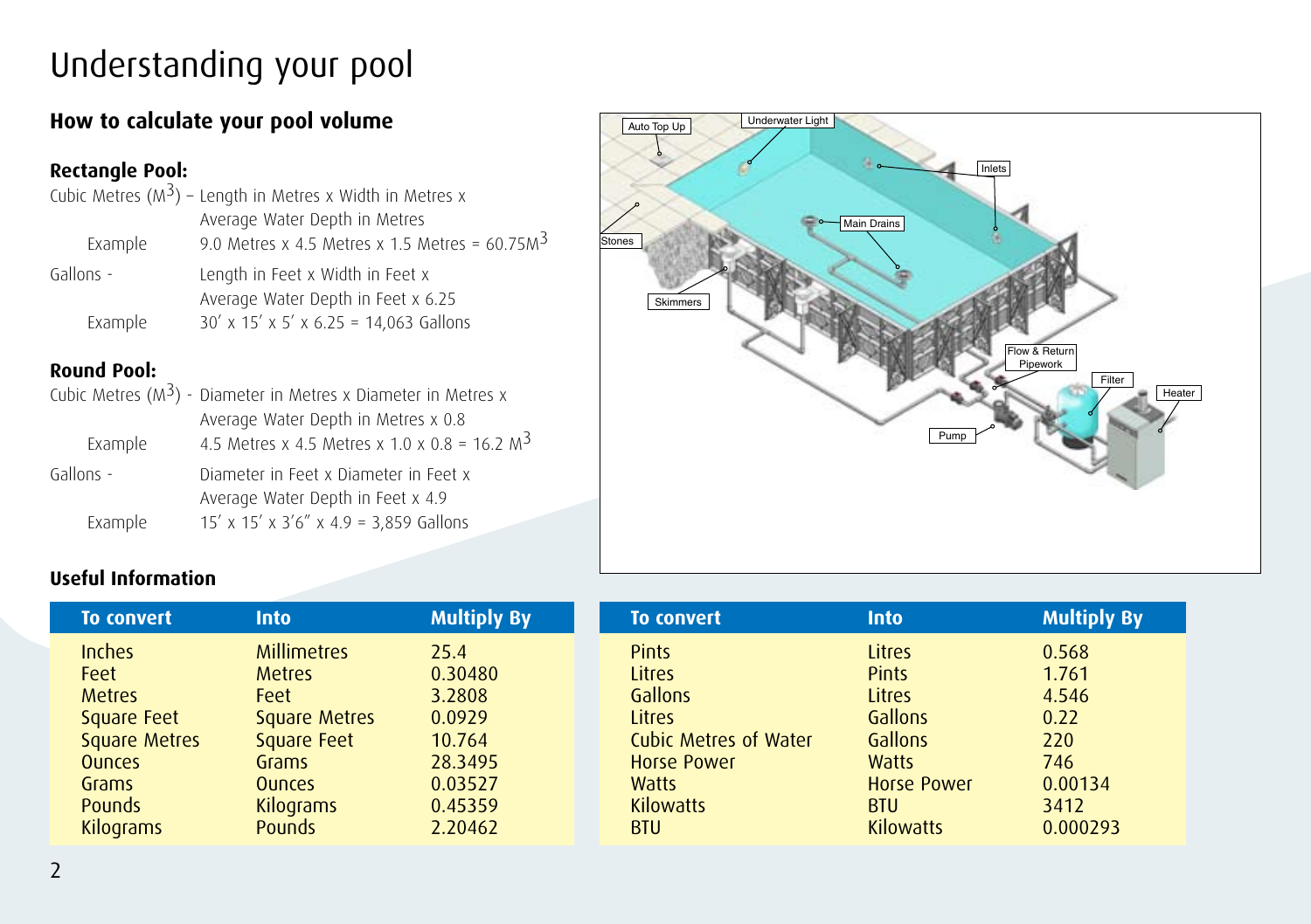# Understanding your pool

## How to calculate your pool volume

### Rectangle Pool:

Cubic Metres ($M^3$) – Length in Metres x Width in Metres x Average Water Depth in Metres

Example: 9.0 Metres x 4.5 Metres x 1.5 Metres = 60.75$M^3$

Gallons - Length in Feet x Width in Feet x Average Water Depth in Feet x 6.25

Example: 30′ x 15′ x 5′ x 6.25 = 14,063 Gallons

### Round Pool:

Cubic Metres ($M^3$) - Diameter in Metres x Diameter in Metres x Average Water Depth in Metres x 0.8

Example: 4.5 Metres x 4.5 Metres x 1.0 x 0.8 = 16.2 $M^3$

Gallons - Diameter in Feet x Diameter in Feet x Average Water Depth in Feet x 4.9

Example: 15′ x 15′ x 3′6″ x 4.9 = 3,859 Gallons

Auto Top Up, Underwater Light, Inlets, Stones, Main Drains, Skimmers, Flow & Return Pipework, Filter, Heater, Pump

### Useful Information

| To convert | Into | Multiply By |
|---|---|---|
| Inches | Millimetres | 25.4 |
| Feet | Metres | 0.30480 |
| Metres | Feet | 3.2808 |
| Square Feet | Square Metres | 0.0929 |
| Square Metres | Square Feet | 10.764 |
| Ounces | Grams | 28.3495 |
| Grams | Ounces | 0.03527 |
| Pounds | Kilograms | 0.45359 |
| Kilograms | Pounds | 2.20462 |

| To convert | Into | Multiply By |
|---|---|---|
| Pints | Litres | 0.568 |
| Litres | Pints | 1.761 |
| Gallons | Litres | 4.546 |
| Litres | Gallons | 0.22 |
| Cubic Metres of Water | Gallons | 220 |
| Horse Power | Watts | 746 |
| Watts | Horse Power | 0.00134 |
| Kilowatts | BTU | 3412 |
| BTU | Kilowatts | 0.000293 |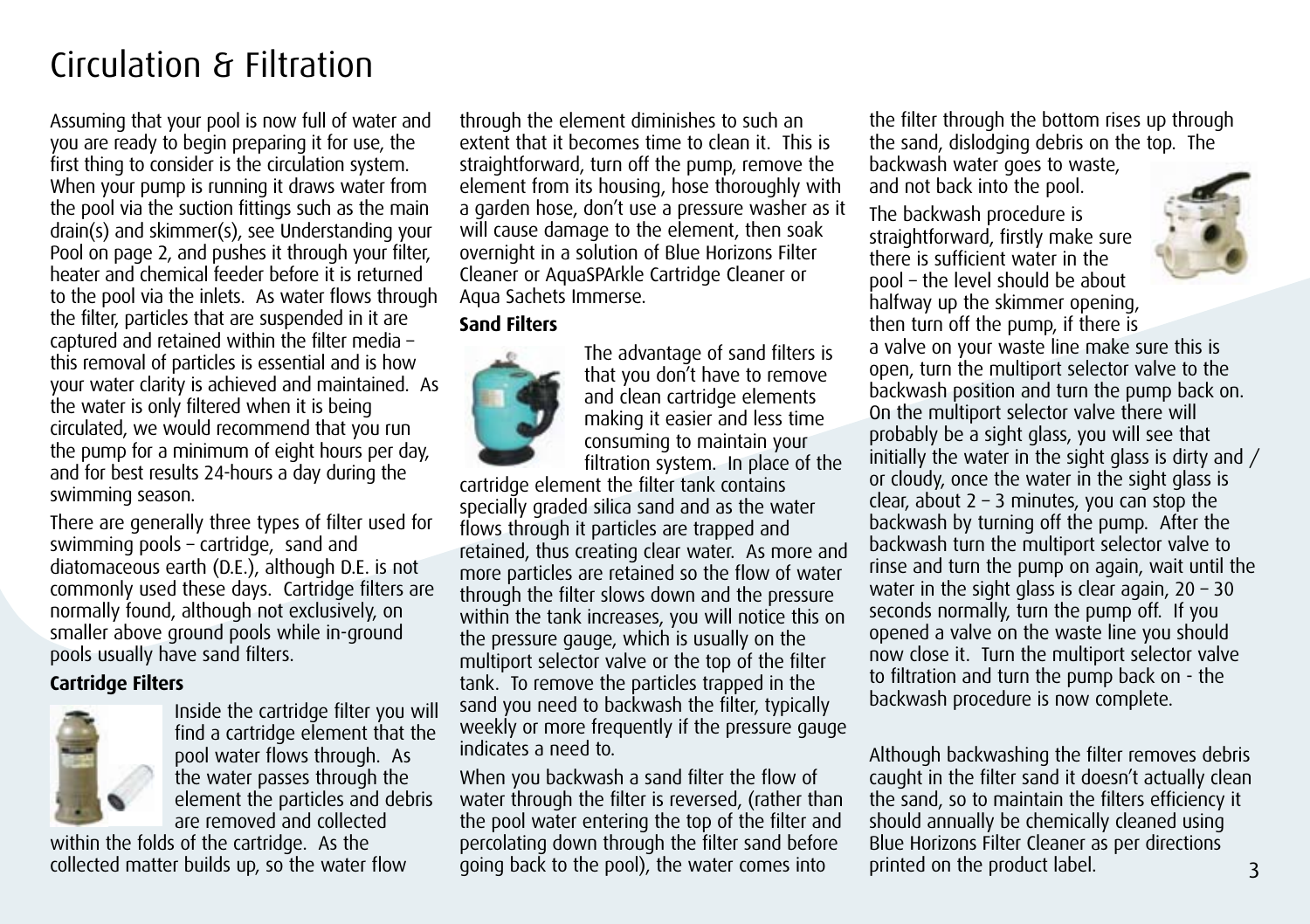# Circulation & Filtration

Assuming that your pool is now full of water and you are ready to begin preparing it for use, the first thing to consider is the circulation system. When your pump is running it draws water from the pool via the suction fittings such as the main drain(s) and skimmer(s), see Understanding your Pool on page 2, and pushes it through your filter, heater and chemical feeder before it is returned to the pool via the inlets. As water flows through the filter, particles that are suspended in it are captured and retained within the filter media – this removal of particles is essential and is how your water clarity is achieved and maintained. As the water is only filtered when it is being circulated, we would recommend that you run the pump for a minimum of eight hours per day, and for best results 24-hours a day during the swimming season.

There are generally three types of filter used for swimming pools – cartridge, sand and diatomaceous earth (D.E.), although D.E. is not commonly used these days. Cartridge filters are normally found, although not exclusively, on smaller above ground pools while in-ground pools usually have sand filters.

**Cartridge Filters**

Inside the cartridge filter you will find a cartridge element that the pool water flows through. As the water passes through the element the particles and debris are removed and collected within the folds of the cartridge. As the collected matter builds up, so the water flow through the element diminishes to such an extent that it becomes time to clean it. This is straightforward, turn off the pump, remove the element from its housing, hose thoroughly with a garden hose, don't use a pressure washer as it will cause damage to the element, then soak overnight in a solution of Blue Horizons Filter Cleaner or AquaSPArkle Cartridge Cleaner or Aqua Sachets Immerse.

**Sand Filters**

The advantage of sand filters is that you don't have to remove and clean cartridge elements making it easier and less time consuming to maintain your filtration system. In place of the cartridge element the filter tank contains specially graded silica sand and as the water flows through it particles are trapped and retained, thus creating clear water. As more and more particles are retained so the flow of water through the filter slows down and the pressure within the tank increases, you will notice this on the pressure gauge, which is usually on the multiport selector valve or the top of the filter tank. To remove the particles trapped in the sand you need to backwash the filter, typically weekly or more frequently if the pressure gauge indicates a need to.

When you backwash a sand filter the flow of water through the filter is reversed, (rather than the pool water entering the top of the filter and percolating down through the filter sand before going back to the pool), the water comes into the filter through the bottom rises up through the sand, dislodging debris on the top. The backwash water goes to waste, and not back into the pool.

The backwash procedure is straightforward, firstly make sure there is sufficient water in the pool – the level should be about halfway up the skimmer opening, then turn off the pump, if there is a valve on your waste line make sure this is open, turn the multiport selector valve to the backwash position and turn the pump back on. On the multiport selector valve there will probably be a sight glass, you will see that initially the water in the sight glass is dirty and / or cloudy, once the water in the sight glass is clear, about 2 – 3 minutes, you can stop the backwash by turning off the pump. After the backwash turn the multiport selector valve to rinse and turn the pump on again, wait until the water in the sight glass is clear again, 20 – 30 seconds normally, turn the pump off. If you opened a valve on the waste line you should now close it. Turn the multiport selector valve to filtration and turn the pump back on - the backwash procedure is now complete.

Although backwashing the filter removes debris caught in the filter sand it doesn't actually clean the sand, so to maintain the filters efficiency it should annually be chemically cleaned using Blue Horizons Filter Cleaner as per directions printed on the product label.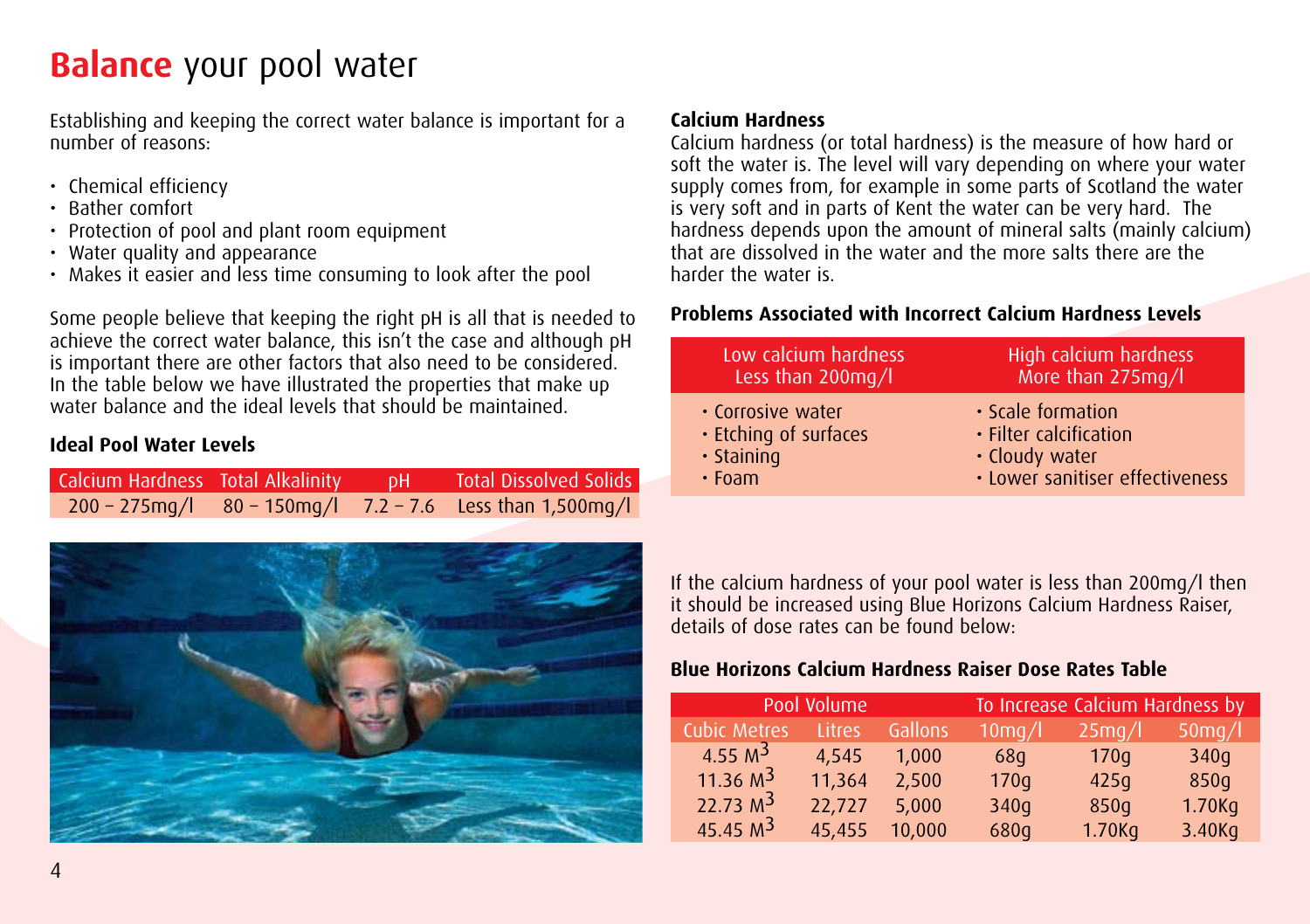# **Balance** your pool water

Establishing and keeping the correct water balance is important for a number of reasons:

- Chemical efficiency
- Bather comfort
- Protection of pool and plant room equipment
- Water quality and appearance
- Makes it easier and less time consuming to look after the pool

Some people believe that keeping the right pH is all that is needed to achieve the correct water balance, this isn't the case and although pH is important there are other factors that also need to be considered. In the table below we have illustrated the properties that make up water balance and the ideal levels that should be maintained.

### Ideal Pool Water Levels

| Calcium Hardness | Total Alkalinity | pH | Total Dissolved Solids |
|---|---|---|---|
| 200 – 275mg/l | 80 – 150mg/l | 7.2 – 7.6 | Less than 1,500mg/l |

### Calcium Hardness

Calcium hardness (or total hardness) is the measure of how hard or soft the water is. The level will vary depending on where your water supply comes from, for example in some parts of Scotland the water is very soft and in parts of Kent the water can be very hard. The hardness depends upon the amount of mineral salts (mainly calcium) that are dissolved in the water and the more salts there are the harder the water is.

### Problems Associated with Incorrect Calcium Hardness Levels

| Low calcium hardness Less than 200mg/l | High calcium hardness More than 275mg/l |
|---|---|
| • Corrosive water<br>• Etching of surfaces<br>• Staining<br>• Foam | • Scale formation<br>• Filter calcification<br>• Cloudy water<br>• Lower sanitiser effectiveness |

If the calcium hardness of your pool water is less than 200mg/l then it should be increased using Blue Horizons Calcium Hardness Raiser, details of dose rates can be found below:

### Blue Horizons Calcium Hardness Raiser Dose Rates Table

| Pool Volume | | | To Increase Calcium Hardness by | | |
|---|---|---|---|---|---|
| Cubic Metres | Litres | Gallons | 10mg/l | 25mg/l | 50mg/l |
| 4.55 $M^3$ | 4,545 | 1,000 | 68g | 170g | 340g |
| 11.36 $M^3$ | 11,364 | 2,500 | 170g | 425g | 850g |
| 22.73 $M^3$ | 22,727 | 5,000 | 340g | 850g | 1.70Kg |
| 45.45 $M^3$ | 45,455 | 10,000 | 680g | 1.70Kg | 3.40Kg |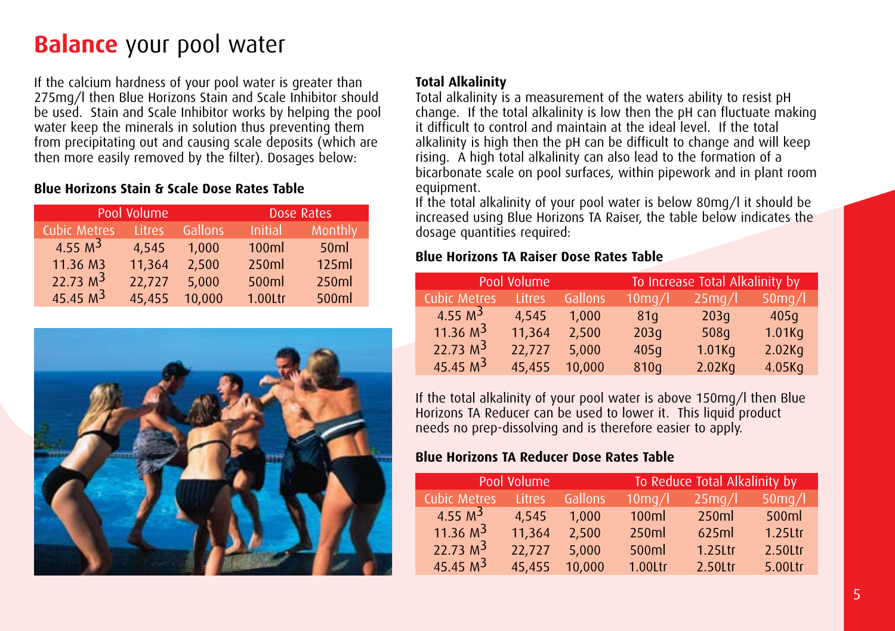# **Balance** your pool water

If the calcium hardness of your pool water is greater than 275mg/l then Blue Horizons Stain and Scale Inhibitor should be used. Stain and Scale Inhibitor works by helping the pool water keep the minerals in solution thus preventing them from precipitating out and causing scale deposits (which are then more easily removed by the filter). Dosages below:

**Blue Horizons Stain & Scale Dose Rates Table**

| Pool Volume | | | Dose Rates | |
|---|---|---|---|---|
| Cubic Metres | Litres | Gallons | Initial | Monthly |
| 4.55 $M^3$ | 4,545 | 1,000 | 100ml | 50ml |
| 11.36 M3 | 11,364 | 2,500 | 250ml | 125ml |
| 22.73 $M^3$ | 22,727 | 5,000 | 500ml | 250ml |
| 45.45 $M^3$ | 45,455 | 10,000 | 1.00Ltr | 500ml |

**Total Alkalinity**

Total alkalinity is a measurement of the waters ability to resist pH change. If the total alkalinity is low then the pH can fluctuate making it difficult to control and maintain at the ideal level. If the total alkalinity is high then the pH can be difficult to change and will keep rising. A high total alkalinity can also lead to the formation of a bicarbonate scale on pool surfaces, within pipework and in plant room equipment.

If the total alkalinity of your pool water is below 80mg/l it should be increased using Blue Horizons TA Raiser, the table below indicates the dosage quantities required:

**Blue Horizons TA Raiser Dose Rates Table**

| Pool Volume | | | To Increase Total Alkalinity by | | |
|---|---|---|---|---|---|
| Cubic Metres | Litres | Gallons | 10mg/l | 25mg/l | 50mg/l |
| 4.55 $M^3$ | 4,545 | 1,000 | 81g | 203g | 405g |
| 11.36 $M^3$ | 11,364 | 2,500 | 203g | 508g | 1.01Kg |
| 22.73 $M^3$ | 22,727 | 5,000 | 405g | 1.01Kg | 2.02Kg |
| 45.45 $M^3$ | 45,455 | 10,000 | 810g | 2.02Kg | 4.05Kg |

If the total alkalinity of your pool water is above 150mg/l then Blue Horizons TA Reducer can be used to lower it. This liquid product needs no prep-dissolving and is therefore easier to apply.

**Blue Horizons TA Reducer Dose Rates Table**

| Pool Volume | | | To Reduce Total Alkalinity by | | |
|---|---|---|---|---|---|
| Cubic Metres | Litres | Gallons | 10mg/l | 25mg/l | 50mg/l |
| 4.55 $M^3$ | 4,545 | 1,000 | 100ml | 250ml | 500ml |
| 11.36 $M^3$ | 11,364 | 2,500 | 250ml | 625ml | 1.25Ltr |
| 22.73 $M^3$ | 22,727 | 5,000 | 500ml | 1.25Ltr | 2.50Ltr |
| 45.45 $M^3$ | 45,455 | 10,000 | 1.00Ltr | 2.50Ltr | 5.00Ltr |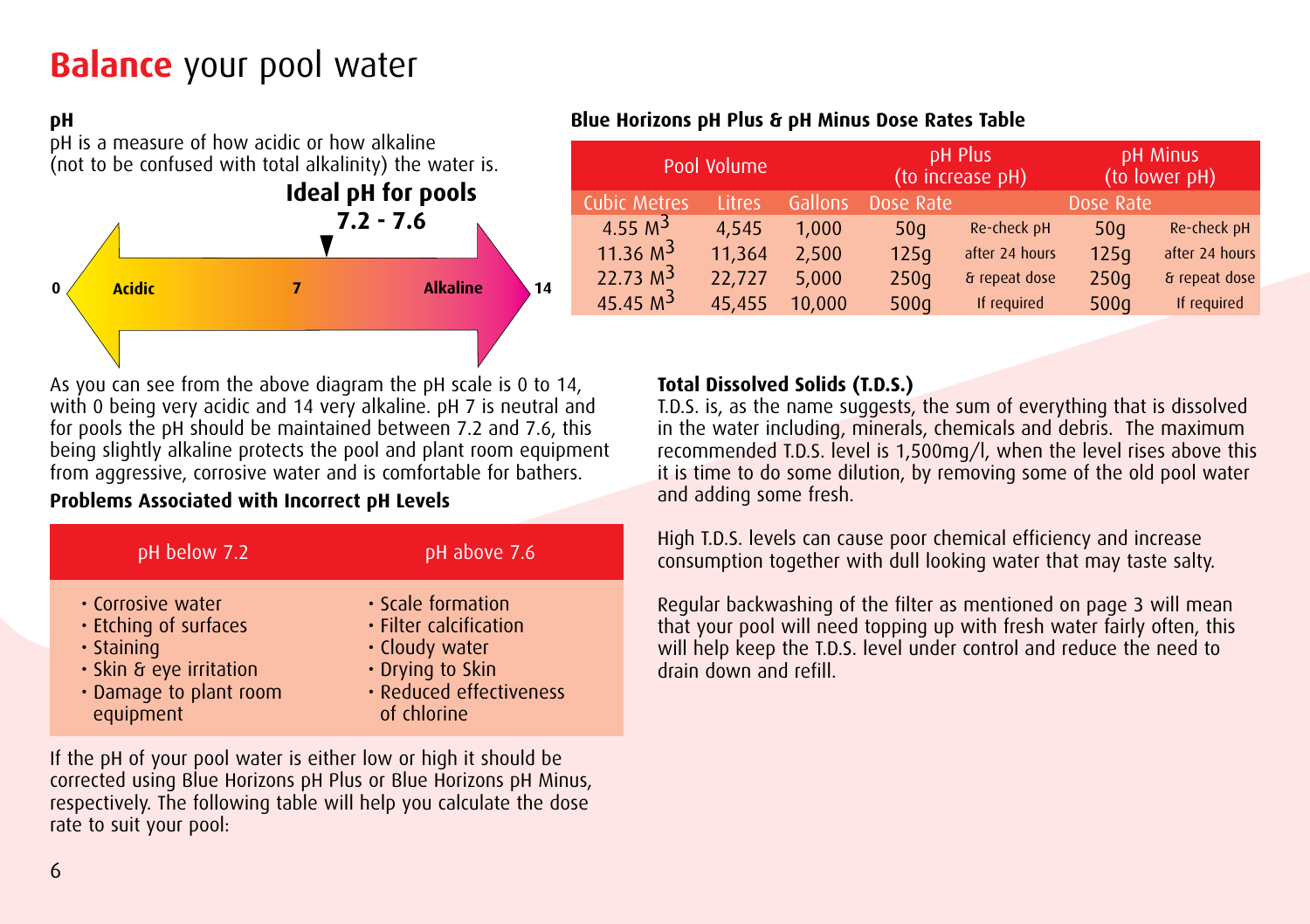# Balance your pool water

**pH**

pH is a measure of how acidic or how alkaline (not to be confused with total alkalinity) the water is.

**Ideal pH for pools 7.2 - 7.6**

0 Acidic 7 Alkaline 14

As you can see from the above diagram the pH scale is 0 to 14, with 0 being very acidic and 14 very alkaline. pH 7 is neutral and for pools the pH should be maintained between 7.2 and 7.6, this being slightly alkaline protects the pool and plant room equipment from aggressive, corrosive water and is comfortable for bathers.

**Problems Associated with Incorrect pH Levels**

| pH below 7.2 | pH above 7.6 |
|---|---|
| • Corrosive water<br>• Etching of surfaces<br>• Staining<br>• Skin & eye irritation<br>• Damage to plant room equipment | • Scale formation<br>• Filter calcification<br>• Cloudy water<br>• Drying to Skin<br>• Reduced effectiveness of chlorine |

If the pH of your pool water is either low or high it should be corrected using Blue Horizons pH Plus or Blue Horizons pH Minus, respectively. The following table will help you calculate the dose rate to suit your pool:

**Blue Horizons pH Plus & pH Minus Dose Rates Table**

| Pool Volume | | | pH Plus (to increase pH) | | pH Minus (to lower pH) | |
|---|---|---|---|---|---|---|
| Cubic Metres | Litres | Gallons | Dose Rate | | Dose Rate | |
| 4.55 $M^3$ | 4,545 | 1,000 | 50g | Re-check pH | 50g | Re-check pH |
| 11.36 $M^3$ | 11,364 | 2,500 | 125g | after 24 hours | 125g | after 24 hours |
| 22.73 $M^3$ | 22,727 | 5,000 | 250g | & repeat dose | 250g | & repeat dose |
| 45.45 $M^3$ | 45,455 | 10,000 | 500g | If required | 500g | If required |

**Total Dissolved Solids (T.D.S.)**

T.D.S. is, as the name suggests, the sum of everything that is dissolved in the water including, minerals, chemicals and debris. The maximum recommended T.D.S. level is 1,500mg/l, when the level rises above this it is time to do some dilution, by removing some of the old pool water and adding some fresh.

High T.D.S. levels can cause poor chemical efficiency and increase consumption together with dull looking water that may taste salty.

Regular backwashing of the filter as mentioned on page 3 will mean that your pool will need topping up with fresh water fairly often, this will help keep the T.D.S. level under control and reduce the need to drain down and refill.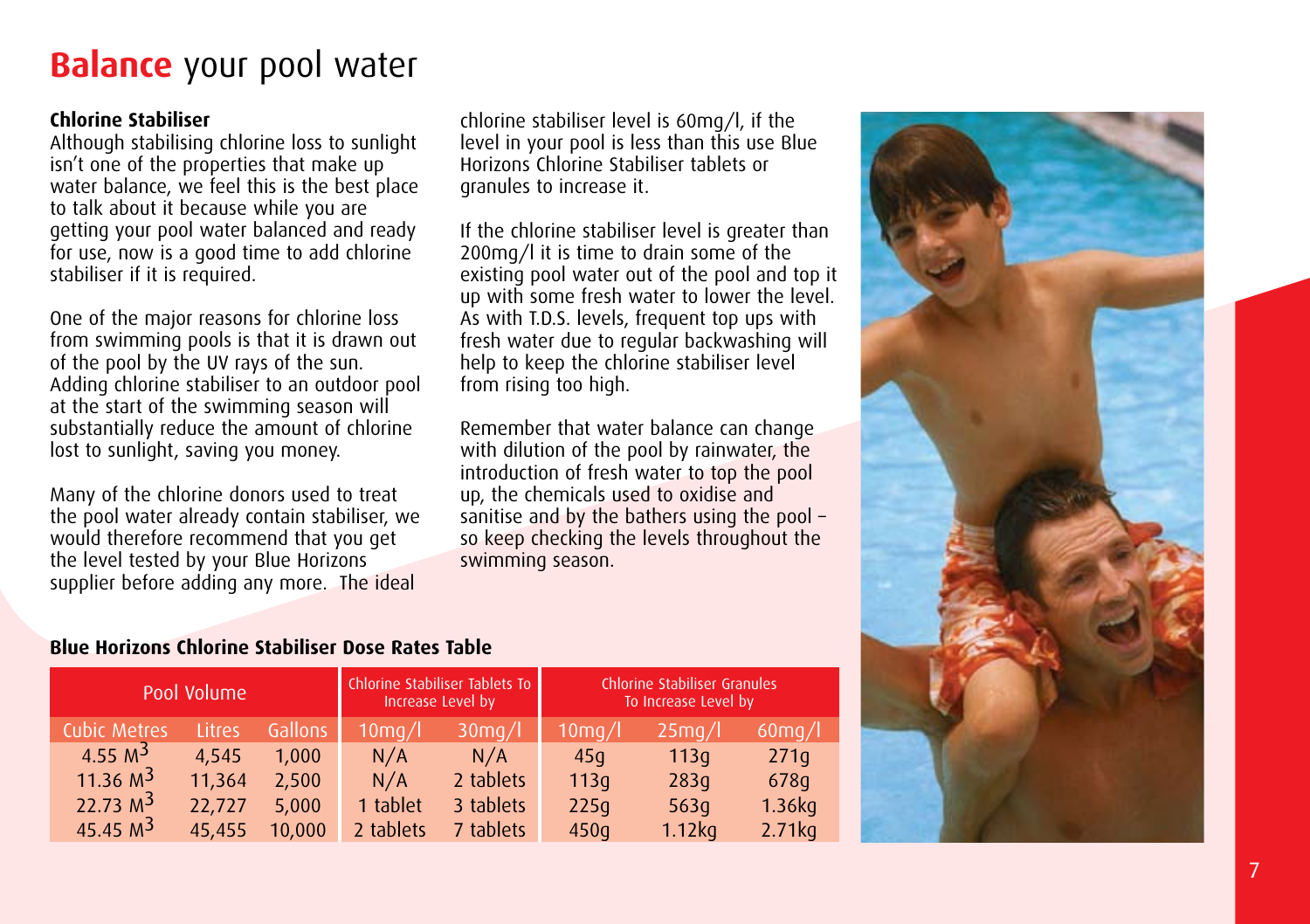# **Balance** your pool water

**Chlorine Stabiliser**

Although stabilising chlorine loss to sunlight isn't one of the properties that make up water balance, we feel this is the best place to talk about it because while you are getting your pool water balanced and ready for use, now is a good time to add chlorine stabiliser if it is required.

One of the major reasons for chlorine loss from swimming pools is that it is drawn out of the pool by the UV rays of the sun. Adding chlorine stabiliser to an outdoor pool at the start of the swimming season will substantially reduce the amount of chlorine lost to sunlight, saving you money.

Many of the chlorine donors used to treat the pool water already contain stabiliser, we would therefore recommend that you get the level tested by your Blue Horizons supplier before adding any more. The ideal chlorine stabiliser level is 60mg/l, if the level in your pool is less than this use Blue Horizons Chlorine Stabiliser tablets or granules to increase it.

If the chlorine stabiliser level is greater than 200mg/l it is time to drain some of the existing pool water out of the pool and top it up with some fresh water to lower the level. As with T.D.S. levels, frequent top ups with fresh water due to regular backwashing will help to keep the chlorine stabiliser level from rising too high.

Remember that water balance can change with dilution of the pool by rainwater, the introduction of fresh water to top the pool up, the chemicals used to oxidise and sanitise and by the bathers using the pool – so keep checking the levels throughout the swimming season.

**Blue Horizons Chlorine Stabiliser Dose Rates Table**

| Pool Volume | | | Chlorine Stabiliser Tablets To Increase Level by | | Chlorine Stabiliser Granules To Increase Level by | | |
|---|---|---|---|---|---|---|---|
| Cubic Metres | Litres | Gallons | 10mg/l | 30mg/l | 10mg/l | 25mg/l | 60mg/l |
| 4.55 $M^3$ | 4,545 | 1,000 | N/A | N/A | 45g | 113g | 271g |
| 11.36 $M^3$ | 11,364 | 2,500 | N/A | 2 tablets | 113g | 283g | 678g |
| 22.73 $M^3$ | 22,727 | 5,000 | 1 tablet | 3 tablets | 225g | 563g | 1.36kg |
| 45.45 $M^3$ | 45,455 | 10,000 | 2 tablets | 7 tablets | 450g | 1.12kg | 2.71kg |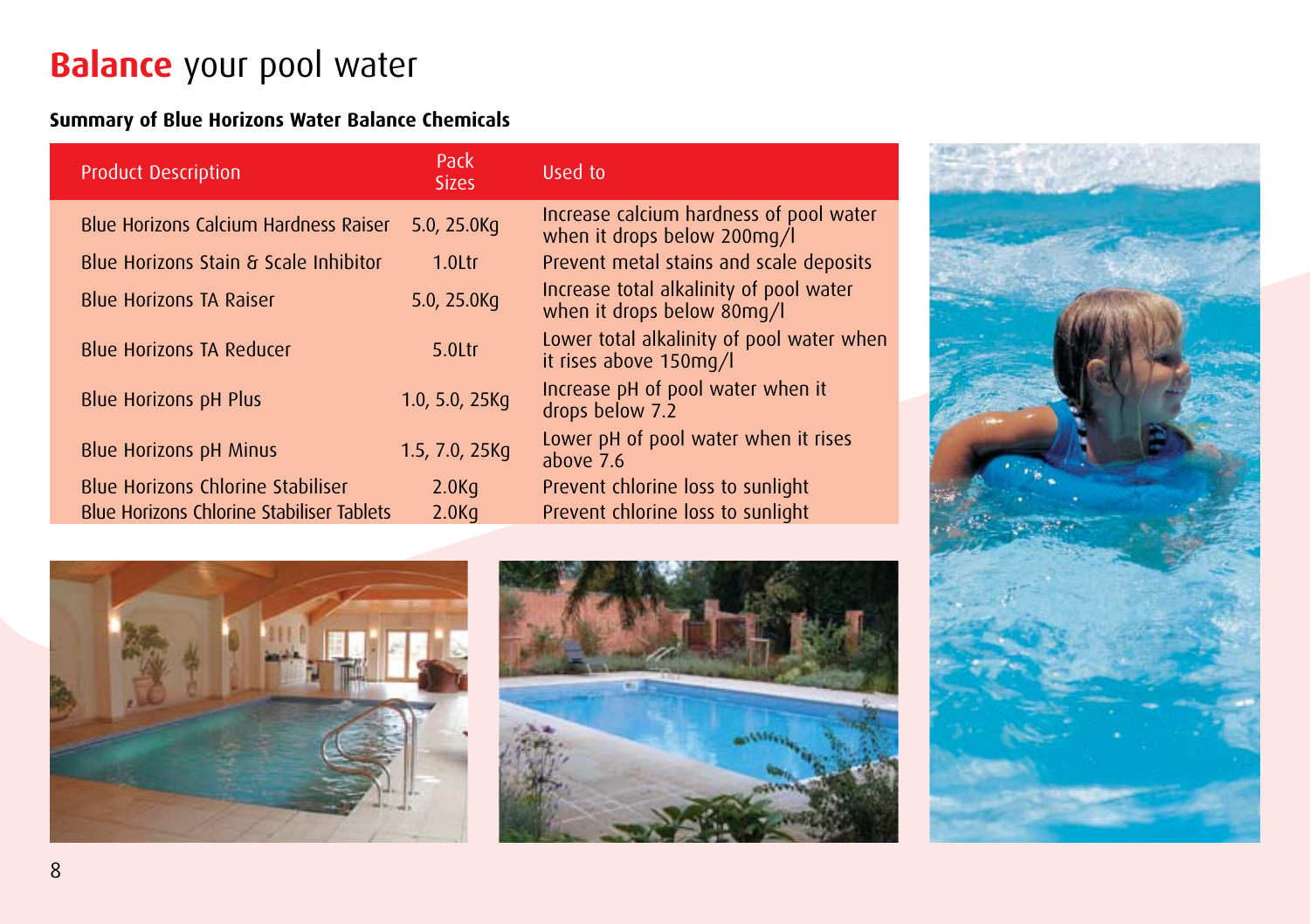# **Balance** your pool water

**Summary of Blue Horizons Water Balance Chemicals**

| Product Description | Pack Sizes | Used to |
|---|---|---|
| Blue Horizons Calcium Hardness Raiser | 5.0, 25.0Kg | Increase calcium hardness of pool water when it drops below 200mg/l |
| Blue Horizons Stain & Scale Inhibitor | 1.0Ltr | Prevent metal stains and scale deposits |
| Blue Horizons TA Raiser | 5.0, 25.0Kg | Increase total alkalinity of pool water when it drops below 80mg/l |
| Blue Horizons TA Reducer | 5.0Ltr | Lower total alkalinity of pool water when it rises above 150mg/l |
| Blue Horizons pH Plus | 1.0, 5.0, 25Kg | Increase pH of pool water when it drops below 7.2 |
| Blue Horizons pH Minus | 1.5, 7.0, 25Kg | Lower pH of pool water when it rises above 7.6 |
| Blue Horizons Chlorine Stabiliser | 2.0Kg | Prevent chlorine loss to sunlight |
| Blue Horizons Chlorine Stabiliser Tablets | 2.0Kg | Prevent chlorine loss to sunlight |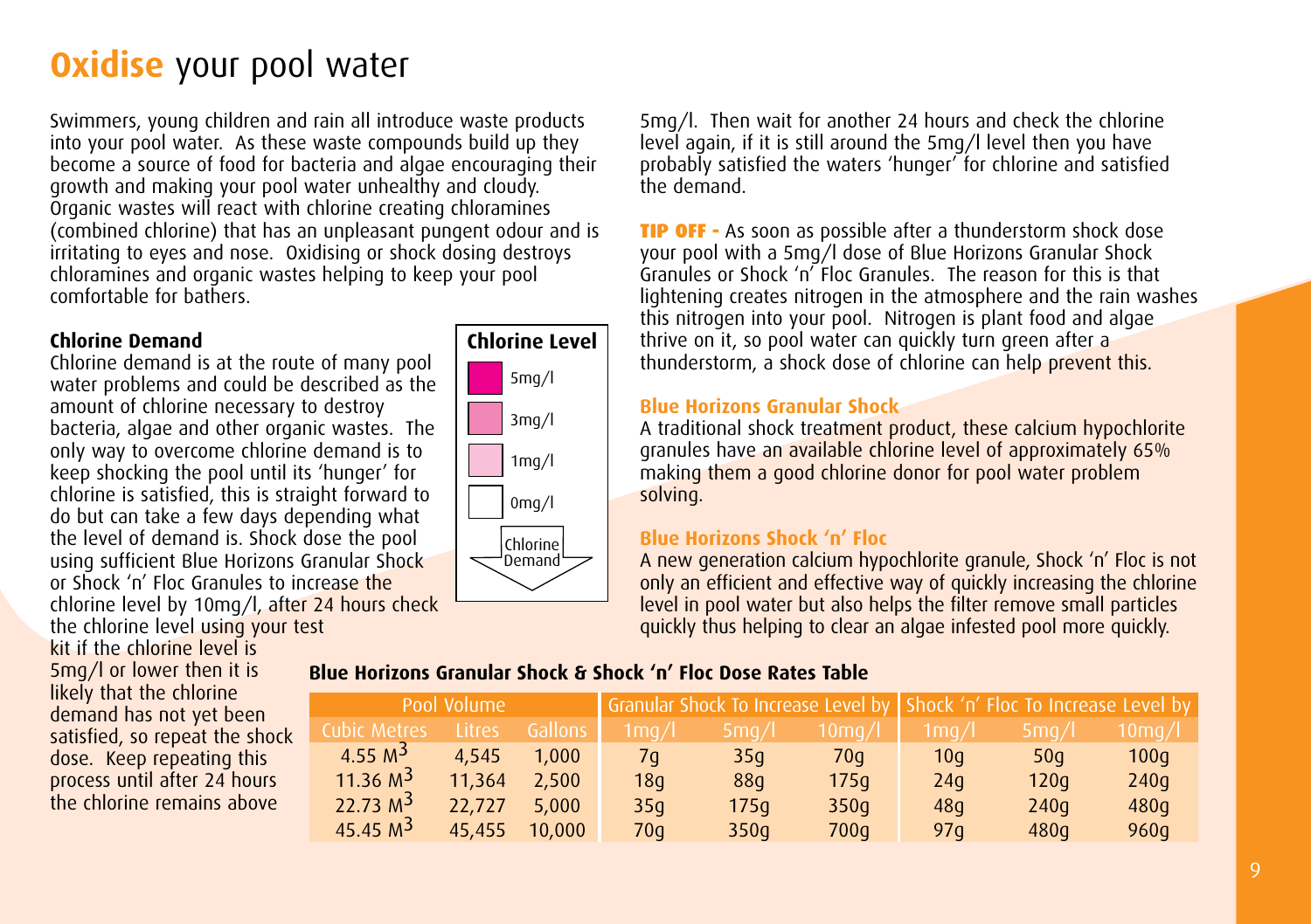# **Oxidise** your pool water

Swimmers, young children and rain all introduce waste products into your pool water. As these waste compounds build up they become a source of food for bacteria and algae encouraging their growth and making your pool water unhealthy and cloudy. Organic wastes will react with chlorine creating chloramines (combined chlorine) that has an unpleasant pungent odour and is irritating to eyes and nose. Oxidising or shock dosing destroys chloramines and organic wastes helping to keep your pool comfortable for bathers.

### Chlorine Demand

Chlorine demand is at the route of many pool water problems and could be described as the amount of chlorine necessary to destroy bacteria, algae and other organic wastes. The only way to overcome chlorine demand is to keep shocking the pool until its 'hunger' for chlorine is satisfied, this is straight forward to do but can take a few days depending what the level of demand is. Shock dose the pool using sufficient Blue Horizons Granular Shock or Shock 'n' Floc Granules to increase the chlorine level by 10mg/l, after 24 hours check the chlorine level using your test kit if the chlorine level is 5mg/l or lower then it is likely that the chlorine demand has not yet been satisfied, so repeat the shock dose. Keep repeating this process until after 24 hours the chlorine remains above 5mg/l. Then wait for another 24 hours and check the chlorine level again, if it is still around the 5mg/l level then you have probably satisfied the waters 'hunger' for chlorine and satisfied the demand.

**Chlorine Level**

- 5mg/l
- 3mg/l
- 1mg/l
- 0mg/l

Chlorine Demand

**TIP OFF -** As soon as possible after a thunderstorm shock dose your pool with a 5mg/l dose of Blue Horizons Granular Shock Granules or Shock 'n' Floc Granules. The reason for this is that lightening creates nitrogen in the atmosphere and the rain washes this nitrogen into your pool. Nitrogen is plant food and algae thrive on it, so pool water can quickly turn green after a thunderstorm, a shock dose of chlorine can help prevent this.

### Blue Horizons Granular Shock

A traditional shock treatment product, these calcium hypochlorite granules have an available chlorine level of approximately 65% making them a good chlorine donor for pool water problem solving.

### Blue Horizons Shock 'n' Floc

A new generation calcium hypochlorite granule, Shock 'n' Floc is not only an efficient and effective way of quickly increasing the chlorine level in pool water but also helps the filter remove small particles quickly thus helping to clear an algae infested pool more quickly.

### Blue Horizons Granular Shock & Shock 'n' Floc Dose Rates Table

| Pool Volume | | | Granular Shock To Increase Level by | | | Shock 'n' Floc To Increase Level by | | |
|---|---|---|---|---|---|---|---|---|
| Cubic Metres | Litres | Gallons | 1mg/l | 5mg/l | 10mg/l | 1mg/l | 5mg/l | 10mg/l |
| 4.55 $M^3$ | 4,545 | 1,000 | 7g | 35g | 70g | 10g | 50g | 100g |
| 11.36 $M^3$ | 11,364 | 2,500 | 18g | 88g | 175g | 24g | 120g | 240g |
| 22.73 $M^3$ | 22,727 | 5,000 | 35g | 175g | 350g | 48g | 240g | 480g |
| 45.45 $M^3$ | 45,455 | 10,000 | 70g | 350g | 700g | 97g | 480g | 960g |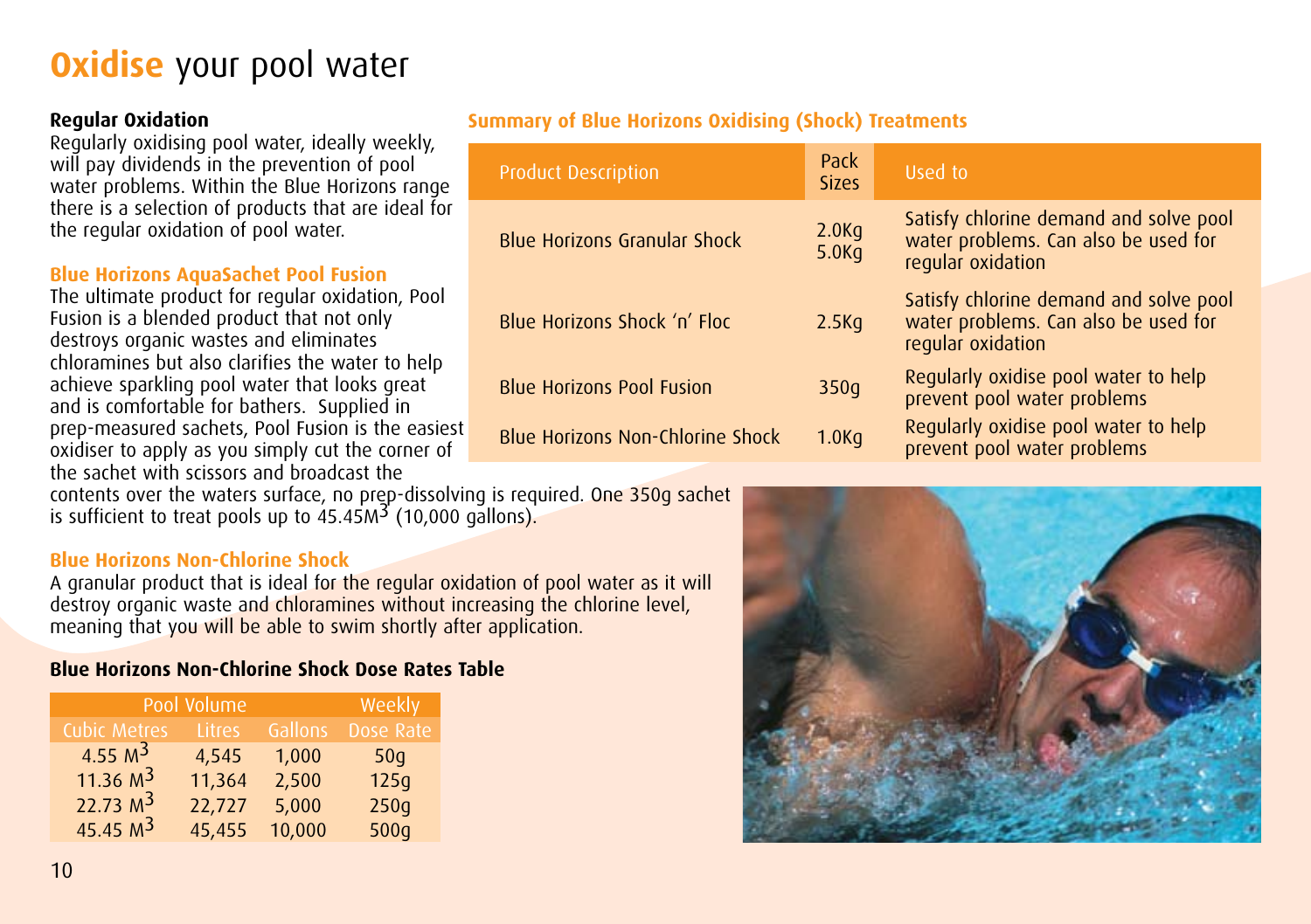# Oxidise your pool water

**Regular Oxidation**

Regularly oxidising pool water, ideally weekly, will pay dividends in the prevention of pool water problems. Within the Blue Horizons range there is a selection of products that are ideal for the regular oxidation of pool water.

### Blue Horizons AquaSachet Pool Fusion

The ultimate product for regular oxidation, Pool Fusion is a blended product that not only destroys organic wastes and eliminates chloramines but also clarifies the water to help achieve sparkling pool water that looks great and is comfortable for bathers. Supplied in prep-measured sachets, Pool Fusion is the easiest oxidiser to apply as you simply cut the corner of the sachet with scissors and broadcast the contents over the waters surface, no prep-dissolving is required. One 350g sachet is sufficient to treat pools up to $45.45M^3$ (10,000 gallons).

### Blue Horizons Non-Chlorine Shock

A granular product that is ideal for the regular oxidation of pool water as it will destroy organic waste and chloramines without increasing the chlorine level, meaning that you will be able to swim shortly after application.

**Blue Horizons Non-Chlorine Shock Dose Rates Table**

| Pool Volume | | | Weekly |
|---|---|---|---|
| Cubic Metres | Litres | Gallons | Dose Rate |
| $4.55\ M^3$ | 4,545 | 1,000 | 50g |
| $11.36\ M^3$ | 11,364 | 2,500 | 125g |
| $22.73\ M^3$ | 22,727 | 5,000 | 250g |
| $45.45\ M^3$ | 45,455 | 10,000 | 500g |

### Summary of Blue Horizons Oxidising (Shock) Treatments

| Product Description | Pack Sizes | Used to |
|---|---|---|
| Blue Horizons Granular Shock | 2.0Kg<br>5.0Kg | Satisfy chlorine demand and solve pool water problems. Can also be used for regular oxidation |
| Blue Horizons Shock 'n' Floc | 2.5Kg | Satisfy chlorine demand and solve pool water problems. Can also be used for regular oxidation |
| Blue Horizons Pool Fusion | 350g | Regularly oxidise pool water to help prevent pool water problems |
| Blue Horizons Non-Chlorine Shock | 1.0Kg | Regularly oxidise pool water to help prevent pool water problems |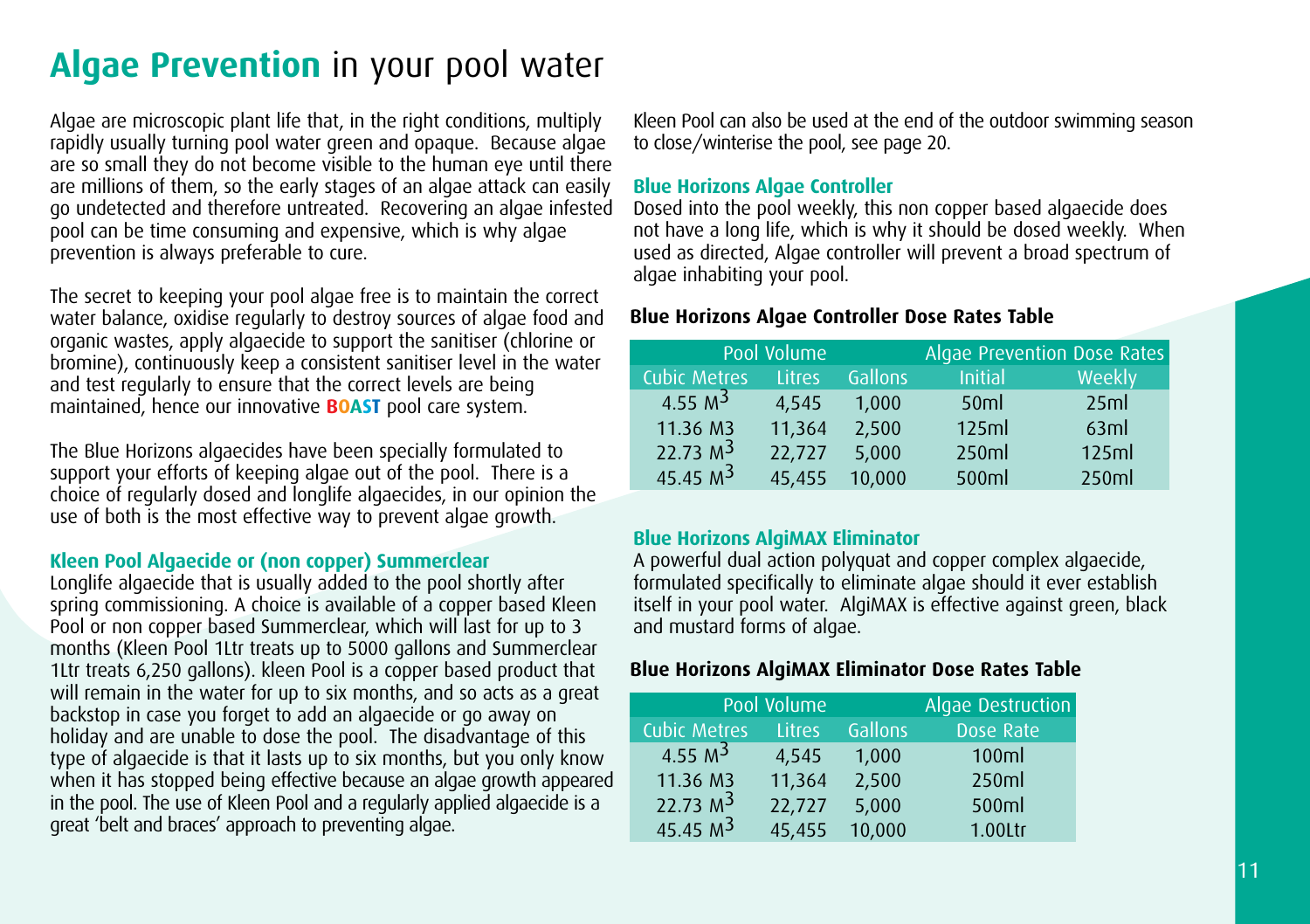# **Algae Prevention** in your pool water

Algae are microscopic plant life that, in the right conditions, multiply rapidly usually turning pool water green and opaque. Because algae are so small they do not become visible to the human eye until there are millions of them, so the early stages of an algae attack can easily go undetected and therefore untreated. Recovering an algae infested pool can be time consuming and expensive, which is why algae prevention is always preferable to cure.

The secret to keeping your pool algae free is to maintain the correct water balance, oxidise regularly to destroy sources of algae food and organic wastes, apply algaecide to support the sanitiser (chlorine or bromine), continuously keep a consistent sanitiser level in the water and test regularly to ensure that the correct levels are being maintained, hence our innovative **BOAST** pool care system.

The Blue Horizons algaecides have been specially formulated to support your efforts of keeping algae out of the pool. There is a choice of regularly dosed and longlife algaecides, in our opinion the use of both is the most effective way to prevent algae growth.

### Kleen Pool Algaecide or (non copper) Summerclear

Longlife algaecide that is usually added to the pool shortly after spring commissioning. A choice is available of a copper based Kleen Pool or non copper based Summerclear, which will last for up to 3 months (Kleen Pool 1Ltr treats up to 5000 gallons and Summerclear 1Ltr treats 6,250 gallons). kleen Pool is a copper based product that will remain in the water for up to six months, and so acts as a great backstop in case you forget to add an algaecide or go away on holiday and are unable to dose the pool. The disadvantage of this type of algaecide is that it lasts up to six months, but you only know when it has stopped being effective because an algae growth appeared in the pool. The use of Kleen Pool and a regularly applied algaecide is a great 'belt and braces' approach to preventing algae.

Kleen Pool can also be used at the end of the outdoor swimming season to close/winterise the pool, see page 20.

### Blue Horizons Algae Controller

Dosed into the pool weekly, this non copper based algaecide does not have a long life, which is why it should be dosed weekly. When used as directed, Algae controller will prevent a broad spectrum of algae inhabiting your pool.

**Blue Horizons Algae Controller Dose Rates Table**

| Pool Volume | | | Algae Prevention Dose Rates | |
|---|---|---|---|---|
| Cubic Metres | Litres | Gallons | Initial | Weekly |
| 4.55 $M^3$ | 4,545 | 1,000 | 50ml | 25ml |
| 11.36 M3 | 11,364 | 2,500 | 125ml | 63ml |
| 22.73 $M^3$ | 22,727 | 5,000 | 250ml | 125ml |
| 45.45 $M^3$ | 45,455 | 10,000 | 500ml | 250ml |

### Blue Horizons AlgiMAX Eliminator

A powerful dual action polyquat and copper complex algaecide, formulated specifically to eliminate algae should it ever establish itself in your pool water. AlgiMAX is effective against green, black and mustard forms of algae.

**Blue Horizons AlgiMAX Eliminator Dose Rates Table**

| Pool Volume | | | Algae Destruction |
|---|---|---|---|
| Cubic Metres | Litres | Gallons | Dose Rate |
| 4.55 $M^3$ | 4,545 | 1,000 | 100ml |
| 11.36 M3 | 11,364 | 2,500 | 250ml |
| 22.73 $M^3$ | 22,727 | 5,000 | 500ml |
| 45.45 $M^3$ | 45,455 | 10,000 | 1.00Ltr |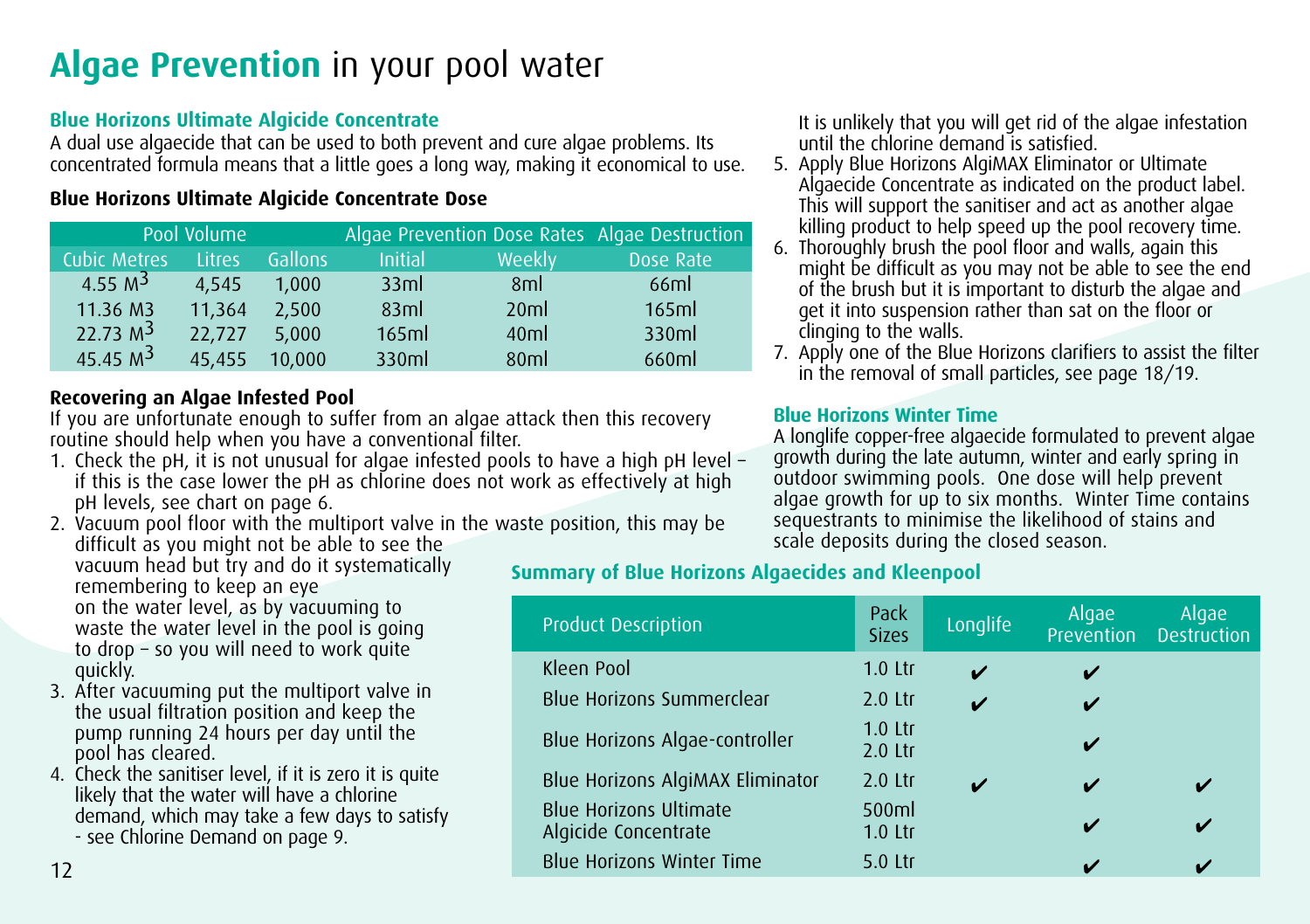# **Algae Prevention** in your pool water

### Blue Horizons Ultimate Algicide Concentrate

A dual use algaecide that can be used to both prevent and cure algae problems. Its concentrated formula means that a little goes a long way, making it economical to use.

**Blue Horizons Ultimate Algicide Concentrate Dose**

| Pool Volume | | | Algae Prevention Dose Rates | | Algae Destruction |
|---|---|---|---|---|---|
| Cubic Metres | Litres | Gallons | Initial | Weekly | Dose Rate |
| 4.55 $M^3$ | 4,545 | 1,000 | 33ml | 8ml | 66ml |
| 11.36 M3 | 11,364 | 2,500 | 83ml | 20ml | 165ml |
| 22.73 $M^3$ | 22,727 | 5,000 | 165ml | 40ml | 330ml |
| 45.45 $M^3$ | 45,455 | 10,000 | 330ml | 80ml | 660ml |

**Recovering an Algae Infested Pool**

If you are unfortunate enough to suffer from an algae attack then this recovery routine should help when you have a conventional filter.

1. Check the pH, it is not unusual for algae infested pools to have a high pH level – if this is the case lower the pH as chlorine does not work as effectively at high pH levels, see chart on page 6.
2. Vacuum pool floor with the multiport valve in the waste position, this may be difficult as you might not be able to see the vacuum head but try and do it systematically remembering to keep an eye on the water level, as by vacuuming to waste the water level in the pool is going to drop – so you will need to work quite quickly.
3. After vacuuming put the multiport valve in the usual filtration position and keep the pump running 24 hours per day until the pool has cleared.
4. Check the sanitiser level, if it is zero it is quite likely that the water will have a chlorine demand, which may take a few days to satisfy - see Chlorine Demand on page 9. It is unlikely that you will get rid of the algae infestation until the chlorine demand is satisfied.
5. Apply Blue Horizons AlgiMAX Eliminator or Ultimate Algaecide Concentrate as indicated on the product label. This will support the sanitiser and act as another algae killing product to help speed up the pool recovery time.
6. Thoroughly brush the pool floor and walls, again this might be difficult as you may not be able to see the end of the brush but it is important to disturb the algae and get it into suspension rather than sat on the floor or clinging to the walls.
7. Apply one of the Blue Horizons clarifiers to assist the filter in the removal of small particles, see page 18/19.

### Blue Horizons Winter Time

A longlife copper-free algaecide formulated to prevent algae growth during the late autumn, winter and early spring in outdoor swimming pools. One dose will help prevent algae growth for up to six months. Winter Time contains sequestrants to minimise the likelihood of stains and scale deposits during the closed season.

### Summary of Blue Horizons Algaecides and Kleenpool

| Product Description | Pack Sizes | Longlife | Algae Prevention | Algae Destruction |
|---|---|---|---|---|
| Kleen Pool | 1.0 Ltr | ✔ | ✔ | |
| Blue Horizons Summerclear | 2.0 Ltr | ✔ | ✔ | |
| Blue Horizons Algae-controller | 1.0 Ltr<br>2.0 Ltr | | ✔ | |
| Blue Horizons AlgiMAX Eliminator | 2.0 Ltr | ✔ | ✔ | ✔ |
| Blue Horizons Ultimate Algicide Concentrate | 500ml<br>1.0 Ltr | | ✔ | ✔ |
| Blue Horizons Winter Time | 5.0 Ltr | | ✔ | ✔ |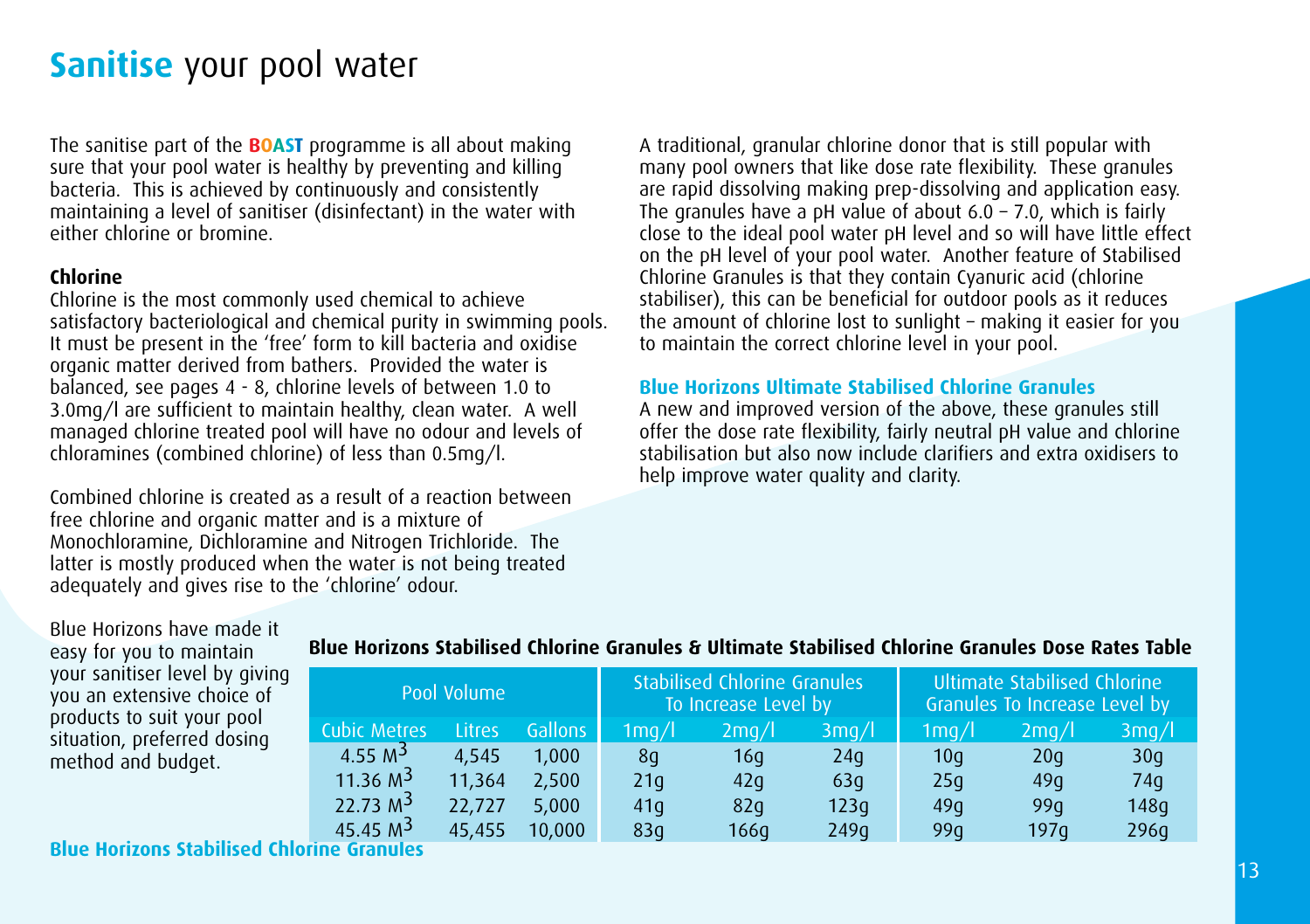# Sanitise your pool water

The sanitise part of the BOAST programme is all about making sure that your pool water is healthy by preventing and killing bacteria. This is achieved by continuously and consistently maintaining a level of sanitiser (disinfectant) in the water with either chlorine or bromine.

**Chlorine**

Chlorine is the most commonly used chemical to achieve satisfactory bacteriological and chemical purity in swimming pools. It must be present in the 'free' form to kill bacteria and oxidise organic matter derived from bathers. Provided the water is balanced, see pages 4 - 8, chlorine levels of between 1.0 to 3.0mg/l are sufficient to maintain healthy, clean water. A well managed chlorine treated pool will have no odour and levels of chloramines (combined chlorine) of less than 0.5mg/l.

Combined chlorine is created as a result of a reaction between free chlorine and organic matter and is a mixture of Monochloramine, Dichloramine and Nitrogen Trichloride. The latter is mostly produced when the water is not being treated adequately and gives rise to the 'chlorine' odour.

Blue Horizons have made it easy for you to maintain your sanitiser level by giving you an extensive choice of products to suit your pool situation, preferred dosing method and budget.

### Blue Horizons Stabilised Chlorine Granules

A traditional, granular chlorine donor that is still popular with many pool owners that like dose rate flexibility. These granules are rapid dissolving making prep-dissolving and application easy. The granules have a pH value of about 6.0 – 7.0, which is fairly close to the ideal pool water pH level and so will have little effect on the pH level of your pool water. Another feature of Stabilised Chlorine Granules is that they contain Cyanuric acid (chlorine stabiliser), this can be beneficial for outdoor pools as it reduces the amount of chlorine lost to sunlight – making it easier for you to maintain the correct chlorine level in your pool.

### Blue Horizons Ultimate Stabilised Chlorine Granules

A new and improved version of the above, these granules still offer the dose rate flexibility, fairly neutral pH value and chlorine stabilisation but also now include clarifiers and extra oxidisers to help improve water quality and clarity.

**Blue Horizons Stabilised Chlorine Granules & Ultimate Stabilised Chlorine Granules Dose Rates Table**

| Pool Volume | | | Stabilised Chlorine Granules To Increase Level by | | | Ultimate Stabilised Chlorine Granules To Increase Level by | | |
|---|---|---|---|---|---|---|---|---|
| Cubic Metres | Litres | Gallons | 1mg/l | 2mg/l | 3mg/l | 1mg/l | 2mg/l | 3mg/l |
| 4.55 $M^3$ | 4,545 | 1,000 | 8g | 16g | 24g | 10g | 20g | 30g |
| 11.36 $M^3$ | 11,364 | 2,500 | 21g | 42g | 63g | 25g | 49g | 74g |
| 22.73 $M^3$ | 22,727 | 5,000 | 41g | 82g | 123g | 49g | 99g | 148g |
| 45.45 $M^3$ | 45,455 | 10,000 | 83g | 166g | 249g | 99g | 197g | 296g |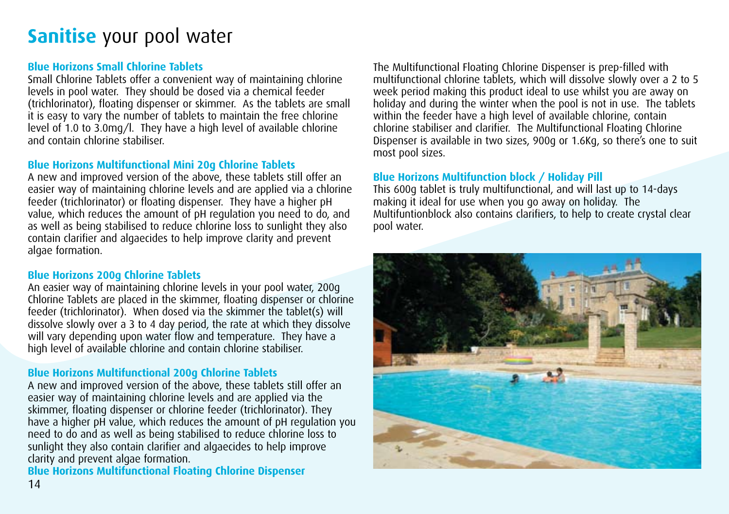# **Sanitise** your pool water

### Blue Horizons Small Chlorine Tablets

Small Chlorine Tablets offer a convenient way of maintaining chlorine levels in pool water. They should be dosed via a chemical feeder (trichlorinator), floating dispenser or skimmer. As the tablets are small it is easy to vary the number of tablets to maintain the free chlorine level of 1.0 to 3.0mg/l. They have a high level of available chlorine and contain chlorine stabiliser.

### Blue Horizons Multifunctional Mini 20g Chlorine Tablets

A new and improved version of the above, these tablets still offer an easier way of maintaining chlorine levels and are applied via a chlorine feeder (trichlorinator) or floating dispenser. They have a higher pH value, which reduces the amount of pH regulation you need to do, and as well as being stabilised to reduce chlorine loss to sunlight they also contain clarifier and algaecides to help improve clarity and prevent algae formation.

### Blue Horizons 200g Chlorine Tablets

An easier way of maintaining chlorine levels in your pool water, 200g Chlorine Tablets are placed in the skimmer, floating dispenser or chlorine feeder (trichlorinator). When dosed via the skimmer the tablet(s) will dissolve slowly over a 3 to 4 day period, the rate at which they dissolve will vary depending upon water flow and temperature. They have a high level of available chlorine and contain chlorine stabiliser.

### Blue Horizons Multifunctional 200g Chlorine Tablets

A new and improved version of the above, these tablets still offer an easier way of maintaining chlorine levels and are applied via the skimmer, floating dispenser or chlorine feeder (trichlorinator). They have a higher pH value, which reduces the amount of pH regulation you need to do and as well as being stabilised to reduce chlorine loss to sunlight they also contain clarifier and algaecides to help improve clarity and prevent algae formation.

### Blue Horizons Multifunctional Floating Chlorine Dispenser

The Multifunctional Floating Chlorine Dispenser is prep-filled with multifunctional chlorine tablets, which will dissolve slowly over a 2 to 5 week period making this product ideal to use whilst you are away on holiday and during the winter when the pool is not in use. The tablets within the feeder have a high level of available chlorine, contain chlorine stabiliser and clarifier. The Multifunctional Floating Chlorine Dispenser is available in two sizes, 900g or 1.6Kg, so there's one to suit most pool sizes.

### Blue Horizons Multifunction block / Holiday Pill

This 600g tablet is truly multifunctional, and will last up to 14-days making it ideal for use when you go away on holiday. The Multifuntionblock also contains clarifiers, to help to create crystal clear pool water.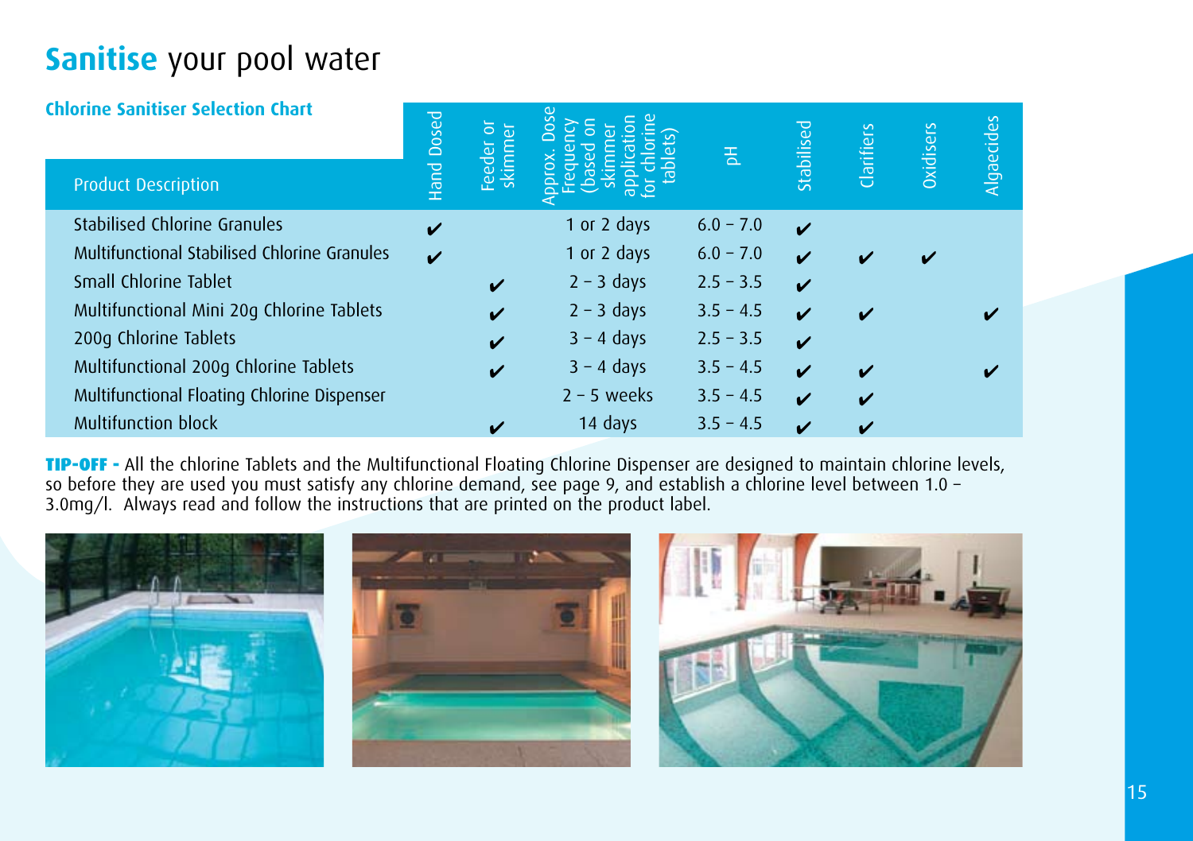# **Sanitise** your pool water

### Chlorine Sanitiser Selection Chart

| Product Description | Hand Dosed | Feeder or skimmer | Approx. Dose Frequency (based on skimmer application for chlorine tablets) | pH | Stabilised | Clarifiers | Oxidisers | Algaecides |
|---|---|---|---|---|---|---|---|---|
| Stabilised Chlorine Granules | ✔ | | 1 or 2 days | 6.0 – 7.0 | ✔ | | | |
| Multifunctional Stabilised Chlorine Granules | ✔ | | 1 or 2 days | 6.0 – 7.0 | ✔ | ✔ | ✔ | |
| Small Chlorine Tablet | | ✔ | 2 – 3 days | 2.5 – 3.5 | ✔ | | | |
| Multifunctional Mini 20g Chlorine Tablets | | ✔ | 2 – 3 days | 3.5 – 4.5 | ✔ | ✔ | | ✔ |
| 200g Chlorine Tablets | | ✔ | 3 – 4 days | 2.5 – 3.5 | ✔ | | | |
| Multifunctional 200g Chlorine Tablets | | ✔ | 3 – 4 days | 3.5 – 4.5 | ✔ | ✔ | | ✔ |
| Multifunctional Floating Chlorine Dispenser | | | 2 – 5 weeks | 3.5 – 4.5 | ✔ | ✔ | | |
| Multifunction block | | ✔ | 14 days | 3.5 – 4.5 | ✔ | ✔ | | |

**TIP-OFF -** All the chlorine Tablets and the Multifunctional Floating Chlorine Dispenser are designed to maintain chlorine levels, so before they are used you must satisfy any chlorine demand, see page 9, and establish a chlorine level between 1.0 – 3.0mg/l. Always read and follow the instructions that are printed on the product label.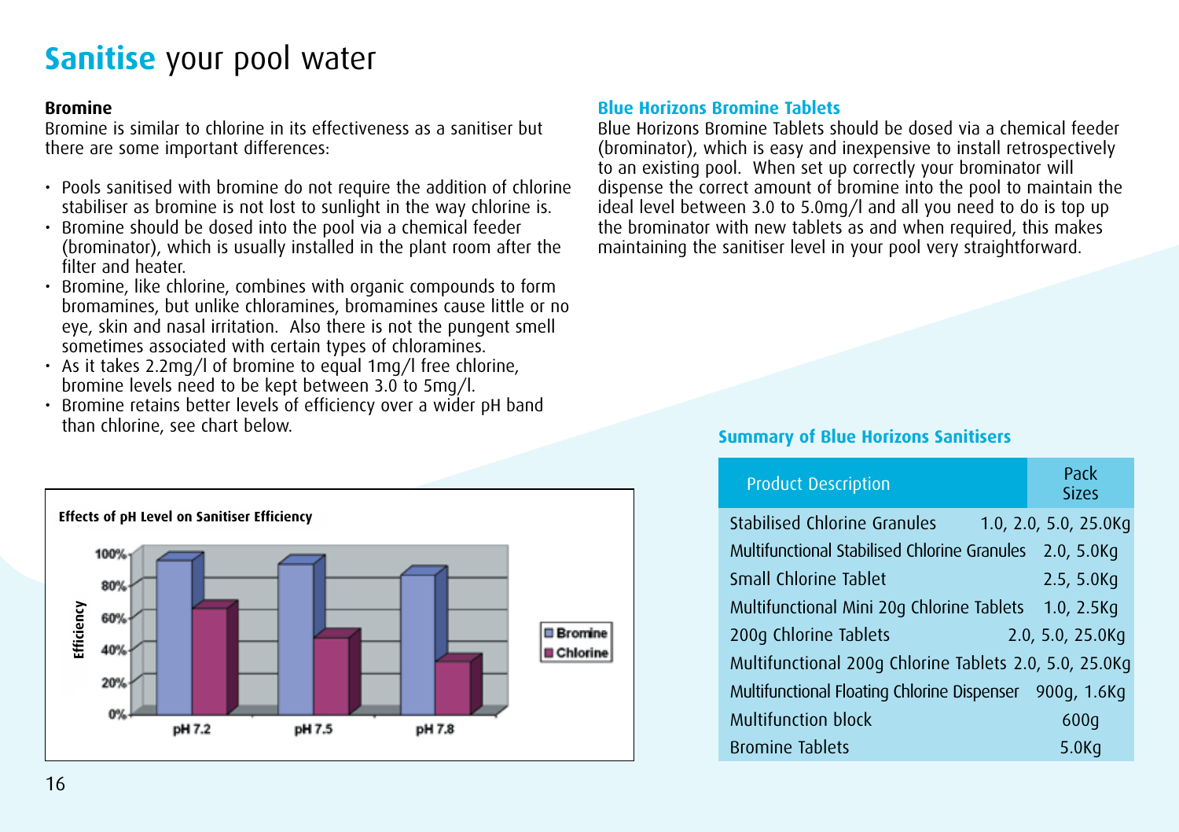# **Sanitise** your pool water

**Bromine**

Bromine is similar to chlorine in its effectiveness as a sanitiser but there are some important differences:

- Pools sanitised with bromine do not require the addition of chlorine stabiliser as bromine is not lost to sunlight in the way chlorine is.
- Bromine should be dosed into the pool via a chemical feeder (brominator), which is usually installed in the plant room after the filter and heater.
- Bromine, like chlorine, combines with organic compounds to form bromamines, but unlike chloramines, bromamines cause little or no eye, skin and nasal irritation. Also there is not the pungent smell sometimes associated with certain types of chloramines.
- As it takes 2.2mg/l of bromine to equal 1mg/l free chlorine, bromine levels need to be kept between 3.0 to 5mg/l.
- Bromine retains better levels of efficiency over a wider pH band than chlorine, see chart below.

**Effects of pH Level on Sanitiser Efficiency**

| | pH 7.2 | pH 7.5 | pH 7.8 |
|---|---|---|---|
| Bromine | ~95% | ~92% | ~87% |
| Chlorine | ~65% | ~47% | ~32% |

## Blue Horizons Bromine Tablets

Blue Horizons Bromine Tablets should be dosed via a chemical feeder (brominator), which is easy and inexpensive to install retrospectively to an existing pool. When set up correctly your brominator will dispense the correct amount of bromine into the pool to maintain the ideal level between 3.0 to 5.0mg/l and all you need to do is top up the brominator with new tablets as and when required, this makes maintaining the sanitiser level in your pool very straightforward.

## Summary of Blue Horizons Sanitisers

| Product Description | Pack Sizes |
|---|---|
| Stabilised Chlorine Granules | 1.0, 2.0, 5.0, 25.0Kg |
| Multifunctional Stabilised Chlorine Granules | 2.0, 5.0Kg |
| Small Chlorine Tablet | 2.5, 5.0Kg |
| Multifunctional Mini 20g Chlorine Tablets | 1.0, 2.5Kg |
| 200g Chlorine Tablets | 2.0, 5.0, 25.0Kg |
| Multifunctional 200g Chlorine Tablets | 2.0, 5.0, 25.0Kg |
| Multifunctional Floating Chlorine Dispenser | 900g, 1.6Kg |
| Multifunction block | 600g |
| Bromine Tablets | 5.0Kg |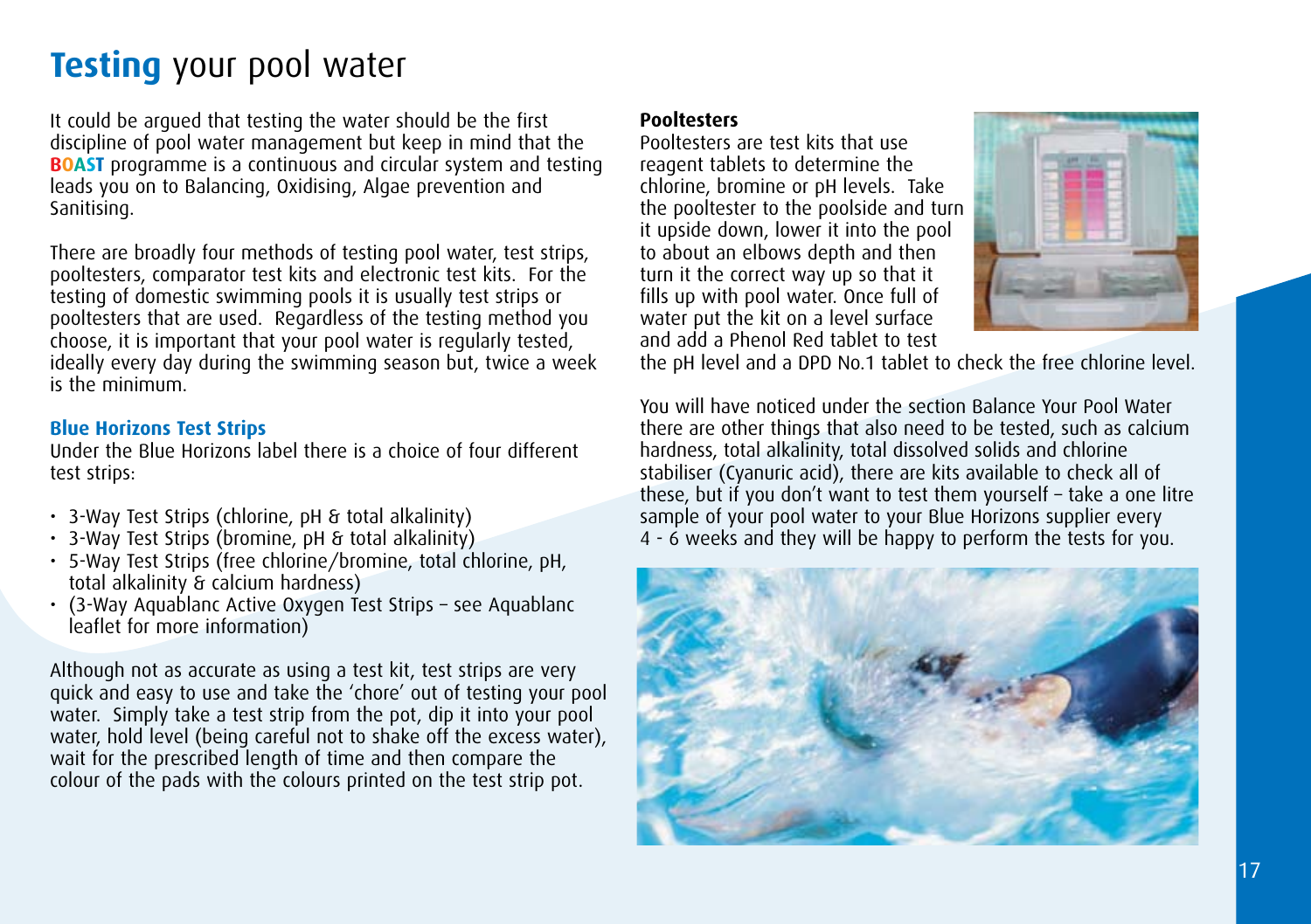# **Testing** your pool water

It could be argued that testing the water should be the first discipline of pool water management but keep in mind that the **BOAST** programme is a continuous and circular system and testing leads you on to Balancing, Oxidising, Algae prevention and Sanitising.

There are broadly four methods of testing pool water, test strips, pooltesters, comparator test kits and electronic test kits. For the testing of domestic swimming pools it is usually test strips or pooltesters that are used. Regardless of the testing method you choose, it is important that your pool water is regularly tested, ideally every day during the swimming season but, twice a week is the minimum.

### Blue Horizons Test Strips

Under the Blue Horizons label there is a choice of four different test strips:

- 3-Way Test Strips (chlorine, pH & total alkalinity)
- 3-Way Test Strips (bromine, pH & total alkalinity)
- 5-Way Test Strips (free chlorine/bromine, total chlorine, pH, total alkalinity & calcium hardness)
- (3-Way Aquablanc Active Oxygen Test Strips – see Aquablanc leaflet for more information)

Although not as accurate as using a test kit, test strips are very quick and easy to use and take the 'chore' out of testing your pool water. Simply take a test strip from the pot, dip it into your pool water, hold level (being careful not to shake off the excess water), wait for the prescribed length of time and then compare the colour of the pads with the colours printed on the test strip pot.

### Pooltesters

Pooltesters are test kits that use reagent tablets to determine the chlorine, bromine or pH levels. Take the pooltester to the poolside and turn it upside down, lower it into the pool to about an elbows depth and then turn it the correct way up so that it fills up with pool water. Once full of water put the kit on a level surface and add a Phenol Red tablet to test the pH level and a DPD No.1 tablet to check the free chlorine level.

You will have noticed under the section Balance Your Pool Water there are other things that also need to be tested, such as calcium hardness, total alkalinity, total dissolved solids and chlorine stabiliser (Cyanuric acid), there are kits available to check all of these, but if you don't want to test them yourself – take a one litre sample of your pool water to your Blue Horizons supplier every 4 - 6 weeks and they will be happy to perform the tests for you.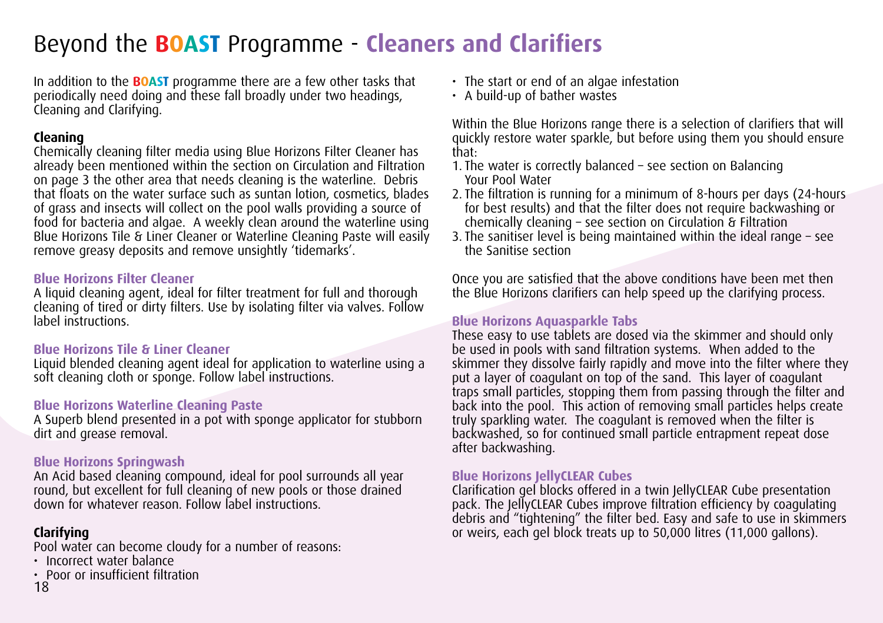# Beyond the BOAST Programme - Cleaners and Clarifiers

In addition to the **BOAST** programme there are a few other tasks that periodically need doing and these fall broadly under two headings, Cleaning and Clarifying.

**Cleaning**

Chemically cleaning filter media using Blue Horizons Filter Cleaner has already been mentioned within the section on Circulation and Filtration on page 3 the other area that needs cleaning is the waterline. Debris that floats on the water surface such as suntan lotion, cosmetics, blades of grass and insects will collect on the pool walls providing a source of food for bacteria and algae. A weekly clean around the waterline using Blue Horizons Tile & Liner Cleaner or Waterline Cleaning Paste will easily remove greasy deposits and remove unsightly 'tidemarks'.

### Blue Horizons Filter Cleaner

A liquid cleaning agent, ideal for filter treatment for full and thorough cleaning of tired or dirty filters. Use by isolating filter via valves. Follow label instructions.

### Blue Horizons Tile & Liner Cleaner

Liquid blended cleaning agent ideal for application to waterline using a soft cleaning cloth or sponge. Follow label instructions.

### Blue Horizons Waterline Cleaning Paste

A Superb blend presented in a pot with sponge applicator for stubborn dirt and grease removal.

### Blue Horizons Springwash

An Acid based cleaning compound, ideal for pool surrounds all year round, but excellent for full cleaning of new pools or those drained down for whatever reason. Follow label instructions.

**Clarifying**

Pool water can become cloudy for a number of reasons:

- Incorrect water balance
- Poor or insufficient filtration
- The start or end of an algae infestation
- A build-up of bather wastes

Within the Blue Horizons range there is a selection of clarifiers that will quickly restore water sparkle, but before using them you should ensure that:

1. The water is correctly balanced – see section on Balancing Your Pool Water
2. The filtration is running for a minimum of 8-hours per days (24-hours for best results) and that the filter does not require backwashing or chemically cleaning – see section on Circulation & Filtration
3. The sanitiser level is being maintained within the ideal range – see the Sanitise section

Once you are satisfied that the above conditions have been met then the Blue Horizons clarifiers can help speed up the clarifying process.

### Blue Horizons Aquasparkle Tabs

These easy to use tablets are dosed via the skimmer and should only be used in pools with sand filtration systems. When added to the skimmer they dissolve fairly rapidly and move into the filter where they put a layer of coagulant on top of the sand. This layer of coagulant traps small particles, stopping them from passing through the filter and back into the pool. This action of removing small particles helps create truly sparkling water. The coagulant is removed when the filter is backwashed, so for continued small particle entrapment repeat dose after backwashing.

### Blue Horizons JellyCLEAR Cubes

Clarification gel blocks offered in a twin JellyCLEAR Cube presentation pack. The JellyCLEAR Cubes improve filtration efficiency by coagulating debris and "tightening" the filter bed. Easy and safe to use in skimmers or weirs, each gel block treats up to 50,000 litres (11,000 gallons).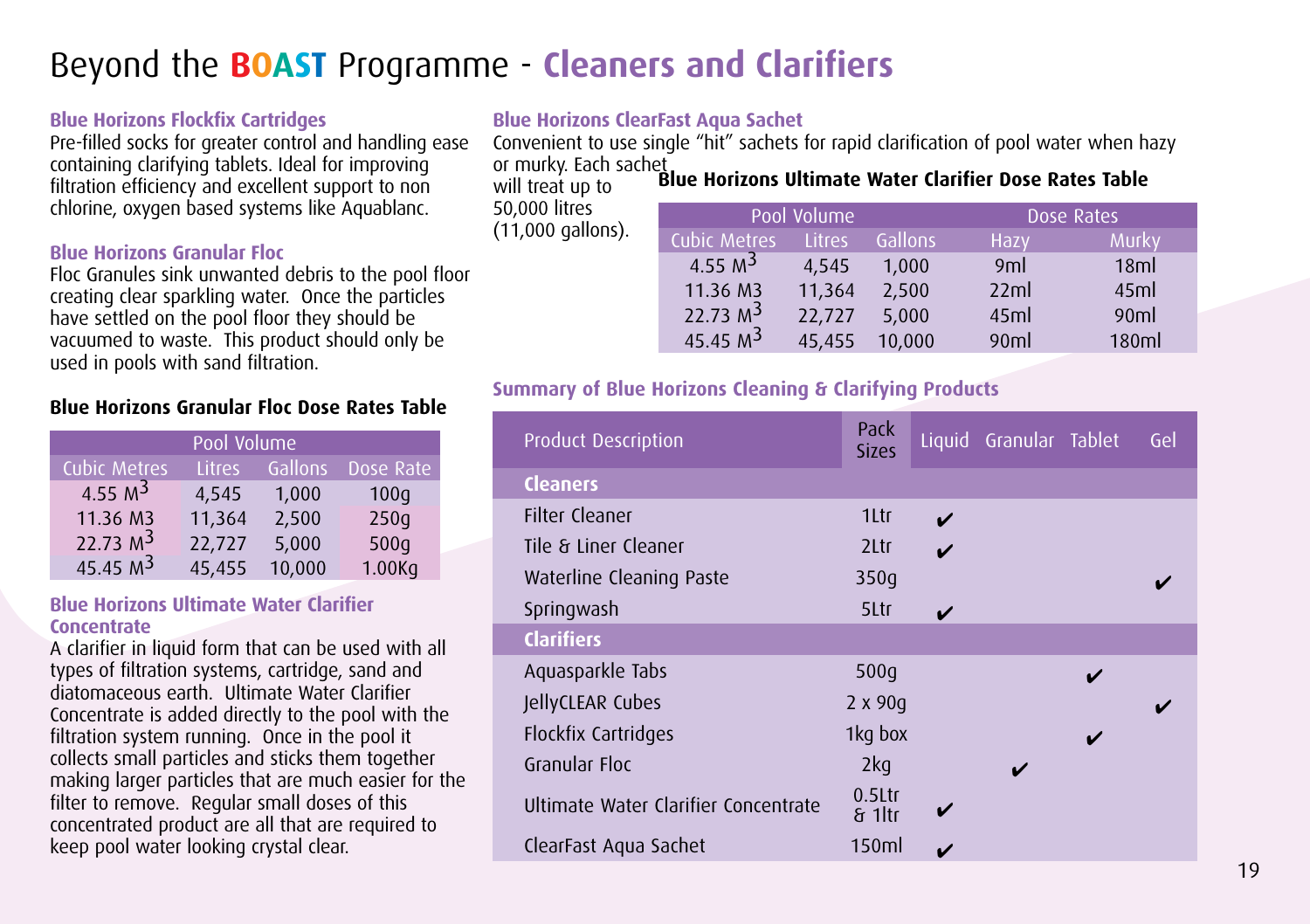# Beyond the BOAST Programme - Cleaners and Clarifiers

### Blue Horizons Flockfix Cartridges

Pre-filled socks for greater control and handling ease containing clarifying tablets. Ideal for improving filtration efficiency and excellent support to non chlorine, oxygen based systems like Aquablanc.

### Blue Horizons Granular Floc

Floc Granules sink unwanted debris to the pool floor creating clear sparkling water. Once the particles have settled on the pool floor they should be vacuumed to waste. This product should only be used in pools with sand filtration.

**Blue Horizons Granular Floc Dose Rates Table**

| Pool Volume | | | |
|---|---|---|---|
| Cubic Metres | Litres | Gallons | Dose Rate |
| 4.55 $M^3$ | 4,545 | 1,000 | 100g |
| 11.36 M3 | 11,364 | 2,500 | 250g |
| 22.73 $M^3$ | 22,727 | 5,000 | 500g |
| 45.45 $M^3$ | 45,455 | 10,000 | 1.00Kg |

### Blue Horizons Ultimate Water Clarifier Concentrate

A clarifier in liquid form that can be used with all types of filtration systems, cartridge, sand and diatomaceous earth. Ultimate Water Clarifier Concentrate is added directly to the pool with the filtration system running. Once in the pool it collects small particles and sticks them together making larger particles that are much easier for the filter to remove. Regular small doses of this concentrated product are all that are required to keep pool water looking crystal clear.

### Blue Horizons ClearFast Aqua Sachet

Convenient to use single "hit" sachets for rapid clarification of pool water when hazy or murky. Each sachet will treat up to 50,000 litres (11,000 gallons).

**Blue Horizons Ultimate Water Clarifier Dose Rates Table**

| Pool Volume | | | Dose Rates | |
|---|---|---|---|---|
| Cubic Metres | Litres | Gallons | Hazy | Murky |
| 4.55 $M^3$ | 4,545 | 1,000 | 9ml | 18ml |
| 11.36 M3 | 11,364 | 2,500 | 22ml | 45ml |
| 22.73 $M^3$ | 22,727 | 5,000 | 45ml | 90ml |
| 45.45 $M^3$ | 45,455 | 10,000 | 90ml | 180ml |

### Summary of Blue Horizons Cleaning & Clarifying Products

| Product Description | Pack Sizes | Liquid | Granular | Tablet | Gel |
|---|---|---|---|---|---|
| **Cleaners** | | | | | |
| Filter Cleaner | 1Ltr | ✔ | | | |
| Tile & Liner Cleaner | 2Ltr | ✔ | | | |
| Waterline Cleaning Paste | 350g | | | | ✔ |
| Springwash | 5Ltr | ✔ | | | |
| **Clarifiers** | | | | | |
| Aquasparkle Tabs | 500g | | | ✔ | |
| JellyCLEAR Cubes | 2 x 90g | | | | ✔ |
| Flockfix Cartridges | 1kg box | | | ✔ | |
| Granular Floc | 2kg | | ✔ | | |
| Ultimate Water Clarifier Concentrate | 0.5Ltr & 1ltr | ✔ | | | |
| ClearFast Aqua Sachet | 150ml | ✔ | | | |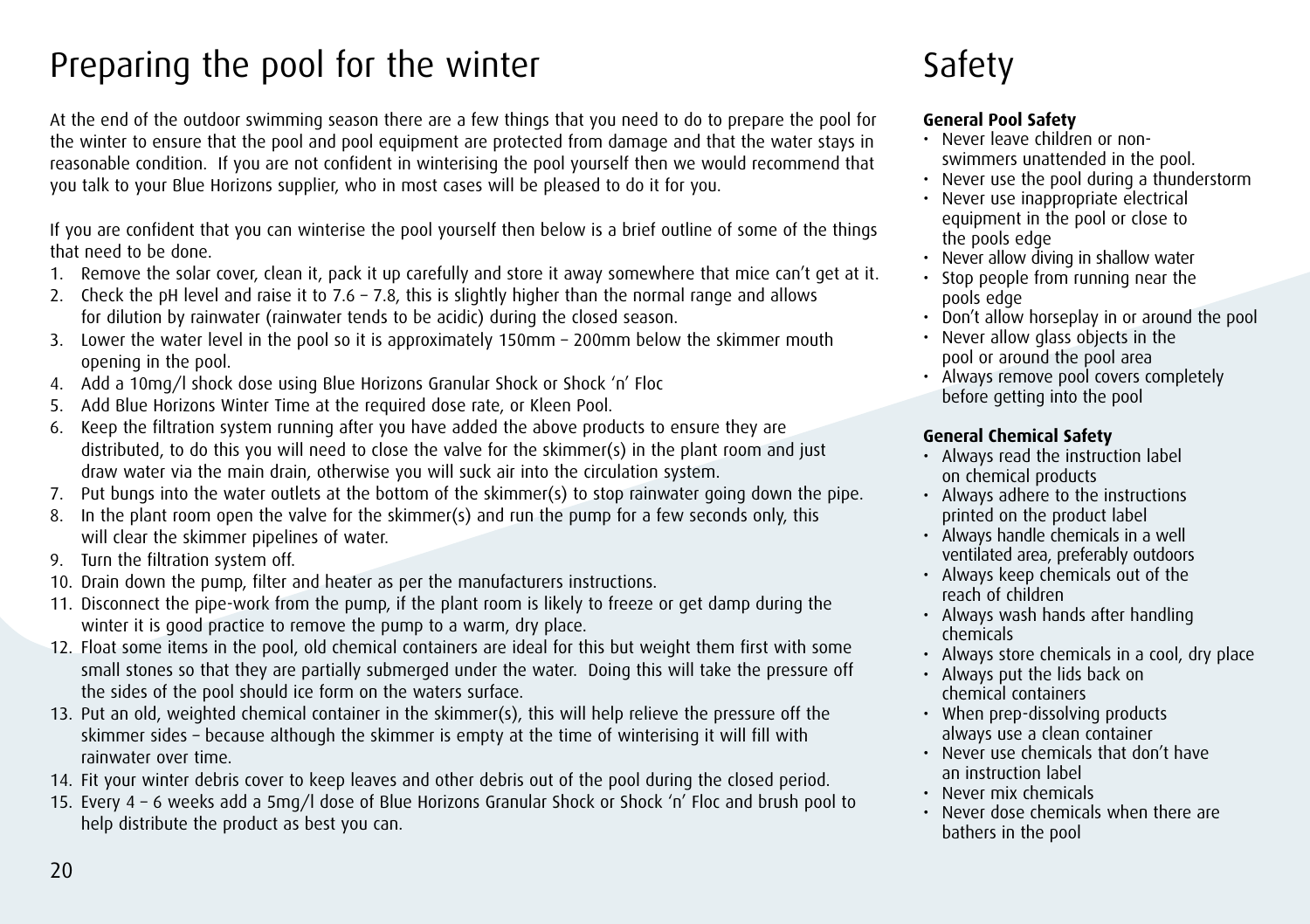# Preparing the pool for the winter

At the end of the outdoor swimming season there are a few things that you need to do to prepare the pool for the winter to ensure that the pool and pool equipment are protected from damage and that the water stays in reasonable condition. If you are not confident in winterising the pool yourself then we would recommend that you talk to your Blue Horizons supplier, who in most cases will be pleased to do it for you.

If you are confident that you can winterise the pool yourself then below is a brief outline of some of the things that need to be done.

1. Remove the solar cover, clean it, pack it up carefully and store it away somewhere that mice can't get at it.
2. Check the pH level and raise it to 7.6 – 7.8, this is slightly higher than the normal range and allows for dilution by rainwater (rainwater tends to be acidic) during the closed season.
3. Lower the water level in the pool so it is approximately 150mm – 200mm below the skimmer mouth opening in the pool.
4. Add a 10mg/l shock dose using Blue Horizons Granular Shock or Shock 'n' Floc
5. Add Blue Horizons Winter Time at the required dose rate, or Kleen Pool.
6. Keep the filtration system running after you have added the above products to ensure they are distributed, to do this you will need to close the valve for the skimmer(s) in the plant room and just draw water via the main drain, otherwise you will suck air into the circulation system.
7. Put bungs into the water outlets at the bottom of the skimmer(s) to stop rainwater going down the pipe.
8. In the plant room open the valve for the skimmer(s) and run the pump for a few seconds only, this will clear the skimmer pipelines of water.
9. Turn the filtration system off.
10. Drain down the pump, filter and heater as per the manufacturers instructions.
11. Disconnect the pipe-work from the pump, if the plant room is likely to freeze or get damp during the winter it is good practice to remove the pump to a warm, dry place.
12. Float some items in the pool, old chemical containers are ideal for this but weight them first with some small stones so that they are partially submerged under the water. Doing this will take the pressure off the sides of the pool should ice form on the waters surface.
13. Put an old, weighted chemical container in the skimmer(s), this will help relieve the pressure off the skimmer sides – because although the skimmer is empty at the time of winterising it will fill with rainwater over time.
14. Fit your winter debris cover to keep leaves and other debris out of the pool during the closed period.
15. Every 4 – 6 weeks add a 5mg/l dose of Blue Horizons Granular Shock or Shock 'n' Floc and brush pool to help distribute the product as best you can.

# Safety

**General Pool Safety**

- Never leave children or non-swimmers unattended in the pool.
- Never use the pool during a thunderstorm
- Never use inappropriate electrical equipment in the pool or close to the pools edge
- Never allow diving in shallow water
- Stop people from running near the pools edge
- Don't allow horseplay in or around the pool
- Never allow glass objects in the pool or around the pool area
- Always remove pool covers completely before getting into the pool

**General Chemical Safety**

- Always read the instruction label on chemical products
- Always adhere to the instructions printed on the product label
- Always handle chemicals in a well ventilated area, preferably outdoors
- Always keep chemicals out of the reach of children
- Always wash hands after handling chemicals
- Always store chemicals in a cool, dry place
- Always put the lids back on chemical containers
- When prep-dissolving products always use a clean container
- Never use chemicals that don't have an instruction label
- Never mix chemicals
- Never dose chemicals when there are bathers in the pool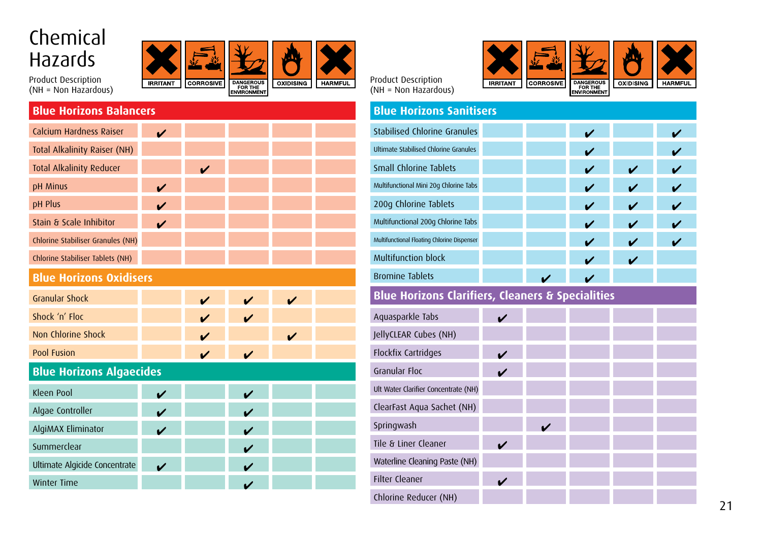# Chemical Hazards

| Product Description (NH = Non Hazardous) | IRRITANT | CORROSIVE | DANGEROUS FOR THE ENVIRONMENT | OXIDISING | HARMFUL |
|---|---|---|---|---|---|
| **Blue Horizons Balancers** | | | | | |
| Calcium Hardness Raiser | ✔ | | | | |
| Total Alkalinity Raiser (NH) | | | | | |
| Total Alkalinity Reducer | | ✔ | | | |
| pH Minus | ✔ | | | | |
| pH Plus | ✔ | | | | |
| Stain & Scale Inhibitor | ✔ | | | | |
| Chlorine Stabiliser Granules (NH) | | | | | |
| Chlorine Stabiliser Tablets (NH) | | | | | |
| **Blue Horizons Oxidisers** | | | | | |
| Granular Shock | | ✔ | ✔ | ✔ | |
| Shock 'n' Floc | | ✔ | ✔ | | |
| Non Chlorine Shock | | ✔ | | ✔ | |
| Pool Fusion | | ✔ | ✔ | | |
| **Blue Horizons Algaecides** | | | | | |
| Kleen Pool | ✔ | | ✔ | | |
| Algae Controller | ✔ | | ✔ | | |
| AlgiMAX Eliminator | ✔ | | ✔ | | |
| Summerclear | | | ✔ | | |
| Ultimate Algicide Concentrate | ✔ | | ✔ | | |
| Winter Time | | | ✔ | | |

| Product Description (NH = Non Hazardous) | IRRITANT | CORROSIVE | DANGEROUS FOR THE ENVIRONMENT | OXIDISING | HARMFUL |
|---|---|---|---|---|---|
| **Blue Horizons Sanitisers** | | | | | |
| Stabilised Chlorine Granules | | | ✔ | | ✔ |
| Ultimate Stabilised Chlorine Granules | | | ✔ | | ✔ |
| Small Chlorine Tablets | | | ✔ | ✔ | ✔ |
| Multifunctional Mini 20g Chlorine Tabs | | | ✔ | ✔ | ✔ |
| 200g Chlorine Tablets | | | ✔ | ✔ | ✔ |
| Multifunctional 200g Chlorine Tabs | | | ✔ | ✔ | ✔ |
| Multifunctional Floating Chlorine Dispenser | | | ✔ | ✔ | ✔ |
| Multifunction block | | | ✔ | ✔ | |
| Bromine Tablets | | ✔ | ✔ | | |
| **Blue Horizons Clarifiers, Cleaners & Specialities** | | | | | |
| Aquasparkle Tabs | ✔ | | | | |
| JellyCLEAR Cubes (NH) | | | | | |
| Flockfix Cartridges | ✔ | | | | |
| Granular Floc | ✔ | | | | |
| Ult Water Clarifier Concentrate (NH) | | | | | |
| ClearFast Aqua Sachet (NH) | | | | | |
| Springwash | | ✔ | | | |
| Tile & Liner Cleaner | ✔ | | | | |
| Waterline Cleaning Paste (NH) | | | | | |
| Filter Cleaner | ✔ | | | | |
| Chlorine Reducer (NH) | | | | | |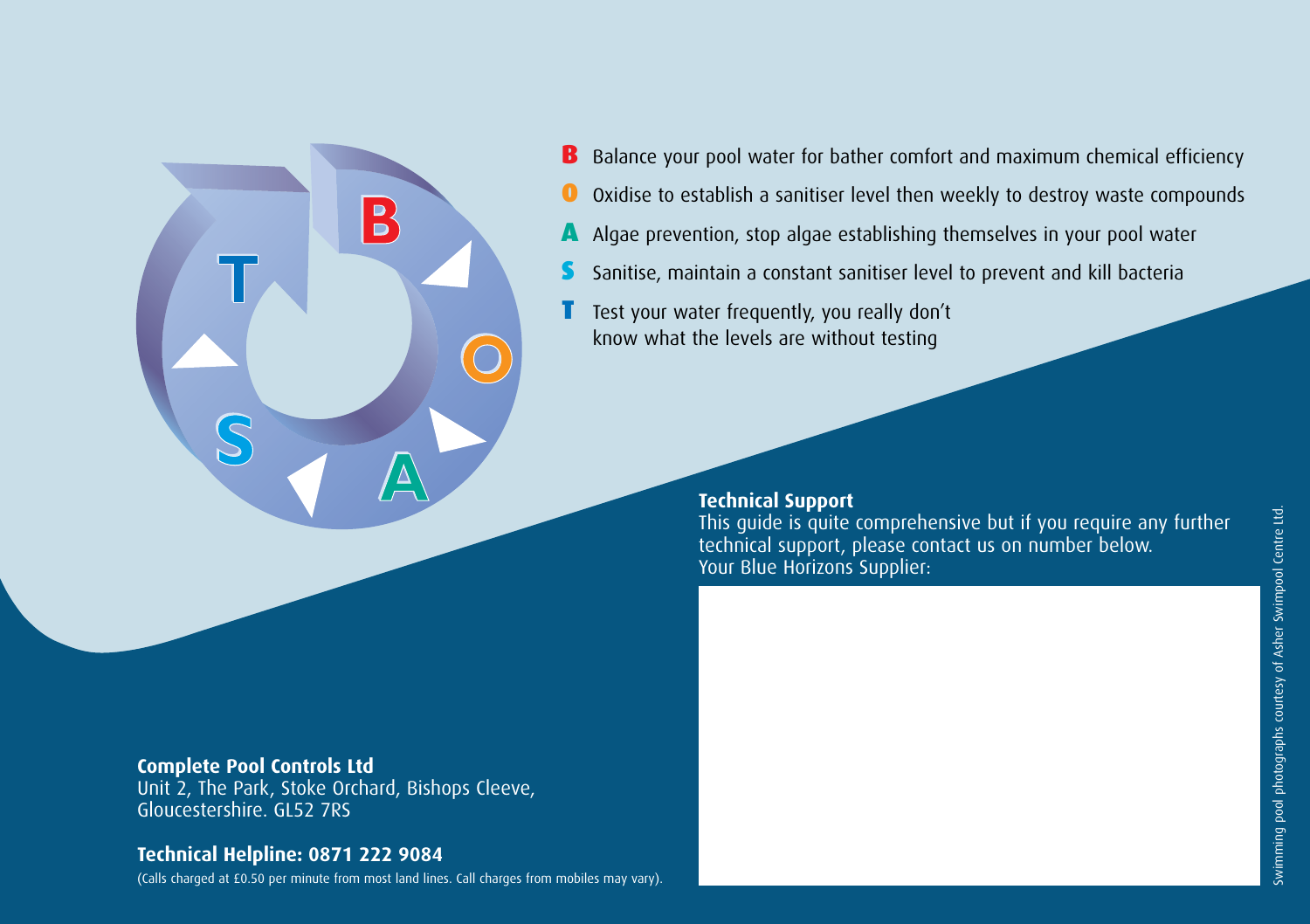**B** Balance your pool water for bather comfort and maximum chemical efficiency

**O** Oxidise to establish a sanitiser level then weekly to destroy waste compounds

**A** Algae prevention, stop algae establishing themselves in your pool water

**S** Sanitise, maintain a constant sanitiser level to prevent and kill bacteria

**T** Test your water frequently, you really don't know what the levels are without testing

**Technical Support**

This guide is quite comprehensive but if you require any further technical support, please contact us on number below.
Your Blue Horizons Supplier:

**Complete Pool Controls Ltd**
Unit 2, The Park, Stoke Orchard, Bishops Cleeve,
Gloucestershire. GL52 7RS

**Technical Helpline: 0871 222 9084**

(Calls charged at £0.50 per minute from most land lines. Call charges from mobiles may vary).

Swimming pool photographs courtesy of Asher Swimpool Centre Ltd.